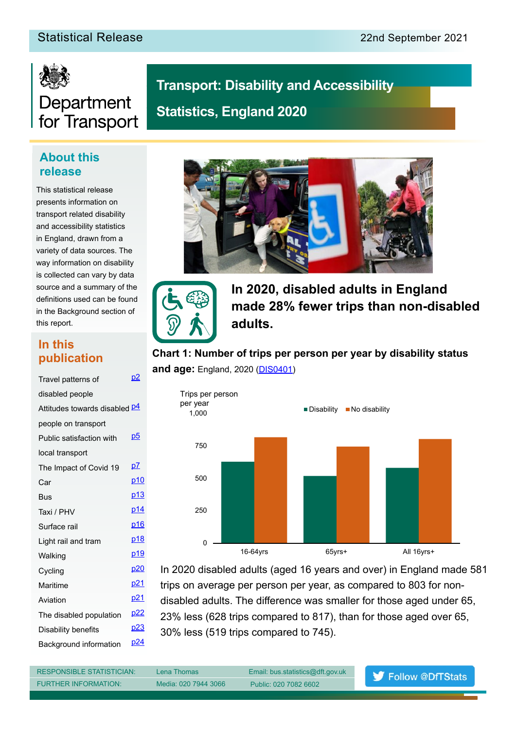Statistical Release 22nd September 2021

Department for Transport

# Transport: Disability and Accessibility Statistics, England 2020

## About this release

This statistical release presents information on transport related disability and accessibility statistics in England, drawn from a variety of data sources. The way information on disability is collected can vary by data source and a summary of the definitions used can be found in the Background section of this report.

## In this publication

| | |
|---|---|
| Travel patterns of disabled people | p2 |
| Attitudes towards disabled people on transport | p4 |
| Public satisfaction with local transport | p5 |
| The Impact of Covid 19 | p7 |
| Car | p10 |
| Bus | p13 |
| Taxi / PHV | p14 |
| Surface rail | p16 |
| Light rail and tram | p18 |
| Walking | p19 |
| Cycling | p20 |
| Maritime | p21 |
| Aviation | p21 |
| The disabled population | p22 |
| Disability benefits | p23 |
| Background information | p24 |

**In 2020, disabled adults in England made 28% fewer trips than non-disabled adults.**

**Chart 1: Number of trips per person per year by disability status and age:** England, 2020 (DIS0401)

| Trips per person per year | Disability | No disability |
|---|---|---|
| 16-64yrs | 628 | 817 |
| 65yrs+ | 519 | 745 |
| All 16yrs+ | 581 | 803 |

In 2020 disabled adults (aged 16 years and over) in England made 581 trips on average per person per year, as compared to 803 for non-disabled adults. The difference was smaller for those aged under 65, 23% less (628 trips compared to 817), than for those aged over 65, 30% less (519 trips compared to 745).

| | | |
|---|---|---|
| RESPONSIBLE STATISTICIAN: | Lena Thomas | Email: bus.statistics@dft.gov.uk |
| FURTHER INFORMATION: | Media: 020 7944 3066 | Public: 020 7082 6602 |

Follow @DfTStats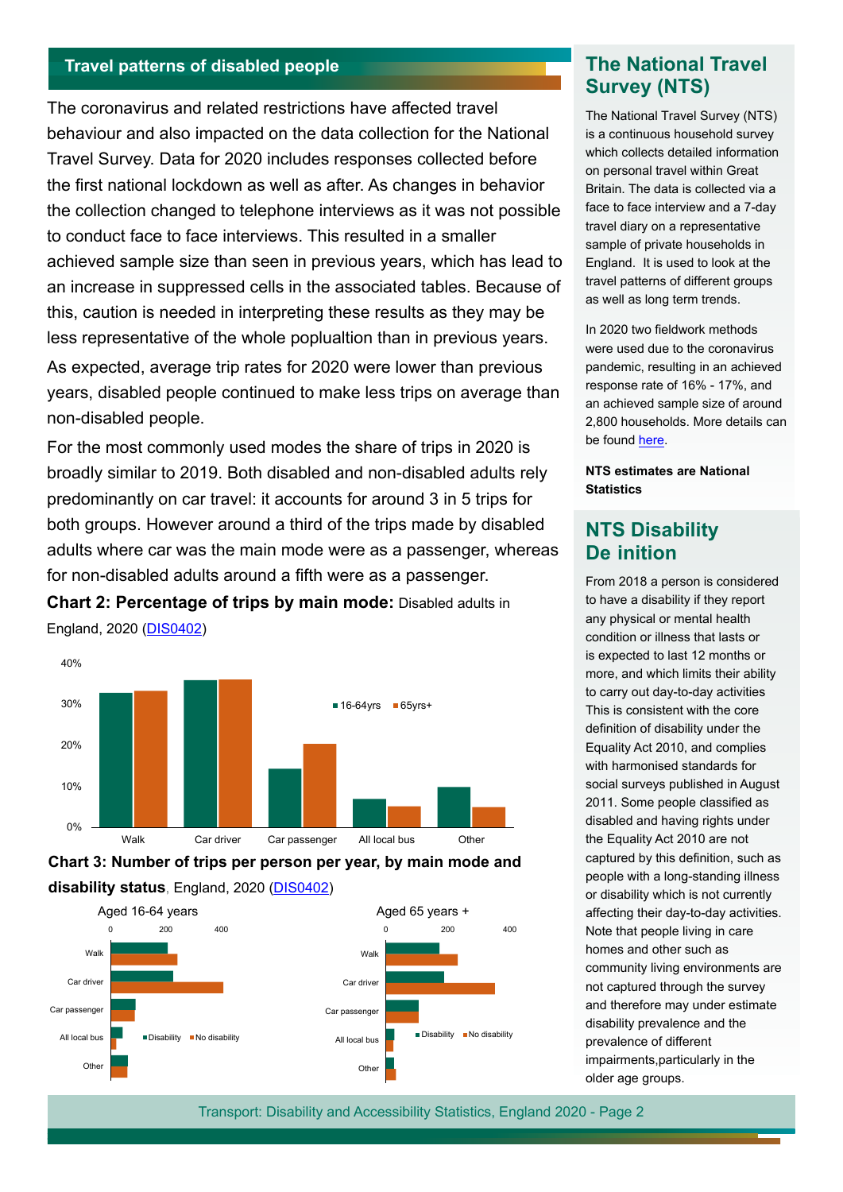## Travel patterns of disabled people

The coronavirus and related restrictions have affected travel behaviour and also impacted on the data collection for the National Travel Survey. Data for 2020 includes responses collected before the first national lockdown as well as after. As changes in behavior the collection changed to telephone interviews as it was not possible to conduct face to face interviews. This resulted in a smaller achieved sample size than seen in previous years, which has lead to an increase in suppressed cells in the associated tables. Because of this, caution is needed in interpreting these results as they may be less representative of the whole popluation than in previous years.

As expected, average trip rates for 2020 were lower than previous years, disabled people continued to make less trips on average than non-disabled people.

For the most commonly used modes the share of trips in 2020 is broadly similar to 2019. Both disabled and non-disabled adults rely predominantly on car travel: it accounts for around 3 in 5 trips for both groups. However around a third of the trips made by disabled adults where car was the main mode were as a passenger, whereas for non-disabled adults around a fifth were as a passenger.

**Chart 2: Percentage of trips by main mode:** Disabled adults in England, 2020 (DIS0402)

40%
30%
20%
10%
0%

16-64yrs | 65yrs+

Walk | Car driver | Car passenger | All local bus | Other

**Chart 3: Number of trips per person per year, by main mode and disability status**, England, 2020 (DIS0402)

Aged 16-64 years

0 | 200 | 400

Walk
Car driver
Car passenger
All local bus
Other

Disability | No disability

Aged 65 years +

0 | 200 | 400

Walk
Car driver
Car passenger
All local bus
Other

Disability | No disability

## The National Travel Survey (NTS)

The National Travel Survey (NTS) is a continuous household survey which collects detailed information on personal travel within Great Britain. The data is collected via a face to face interview and a 7-day travel diary on a representative sample of private households in England. It is used to look at the travel patterns of different groups as well as long term trends.

In 2020 two fieldwork methods were used due to the coronavirus pandemic, resulting in an achieved response rate of 16% - 17%, and an achieved sample size of around 2,800 households. More details can be found here.

**NTS estimates are National Statistics**

## NTS Disability De inition

From 2018 a person is considered to have a disability if they report any physical or mental health condition or illness that lasts or is expected to last 12 months or more, and which limits their ability to carry out day-to-day activities This is consistent with the core definition of disability under the Equality Act 2010, and complies with harmonised standards for social surveys published in August 2011. Some people classified as disabled and having rights under the Equality Act 2010 are not captured by this definition, such as people with a long-standing illness or disability which is not currently affecting their day-to-day activities. Note that people living in care homes and other such as community living environments are not captured through the survey and therefore may under estimate disability prevalence and the prevalence of different impairments,particularly in the older age groups.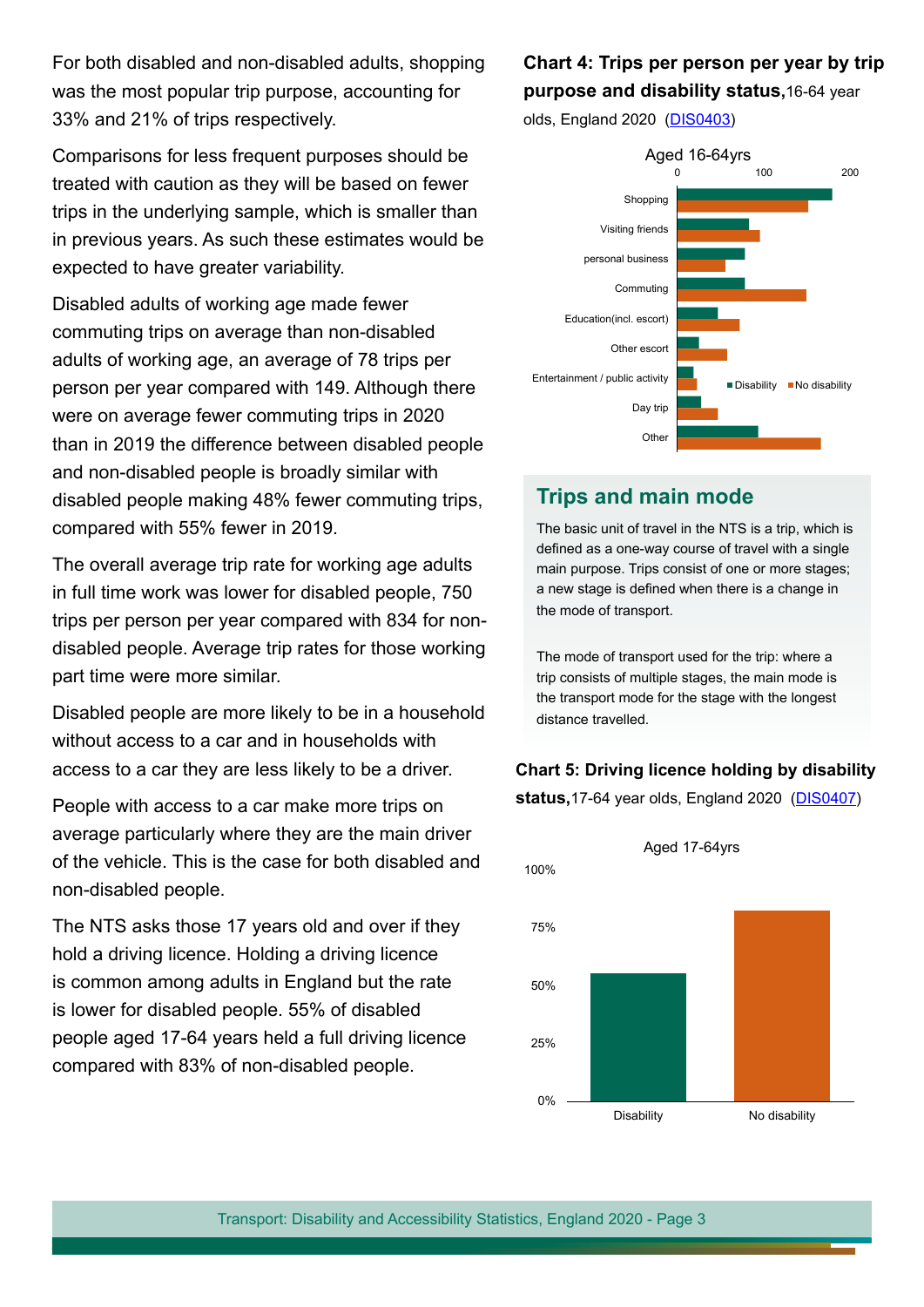For both disabled and non-disabled adults, shopping was the most popular trip purpose, accounting for 33% and 21% of trips respectively.

Comparisons for less frequent purposes should be treated with caution as they will be based on fewer trips in the underlying sample, which is smaller than in previous years. As such these estimates would be expected to have greater variability.

Disabled adults of working age made fewer commuting trips on average than non-disabled adults of working age, an average of 78 trips per person per year compared with 149. Although there were on average fewer commuting trips in 2020 than in 2019 the difference between disabled people and non-disabled people is broadly similar with disabled people making 48% fewer commuting trips, compared with 55% fewer in 2019.

The overall average trip rate for working age adults in full time work was lower for disabled people, 750 trips per person per year compared with 834 for non-disabled people. Average trip rates for those working part time were more similar.

Disabled people are more likely to be in a household without access to a car and in households with access to a car they are less likely to be a driver.

People with access to a car make more trips on average particularly where they are the main driver of the vehicle. This is the case for both disabled and non-disabled people.

The NTS asks those 17 years old and over if they hold a driving licence. Holding a driving licence is common among adults in England but the rate is lower for disabled people. 55% of disabled people aged 17-64 years held a full driving licence compared with 83% of non-disabled people.

**Chart 4: Trips per person per year by trip purpose and disability status,** 16-64 year olds, England 2020 (DIS0403)

Aged 16-64yrs

Shopping, Visiting friends, personal business, Commuting, Education(incl. escort), Other escort, Entertainment / public activity, Day trip, Other

Disability / No disability

## Trips and main mode

The basic unit of travel in the NTS is a trip, which is defined as a one-way course of travel with a single main purpose. Trips consist of one or more stages; a new stage is defined when there is a change in the mode of transport.

The mode of transport used for the trip: where a trip consists of multiple stages, the main mode is the transport mode for the stage with the longest distance travelled.

**Chart 5: Driving licence holding by disability status,** 17-64 year olds, England 2020 (DIS0407)

Aged 17-64yrs

Disability / No disability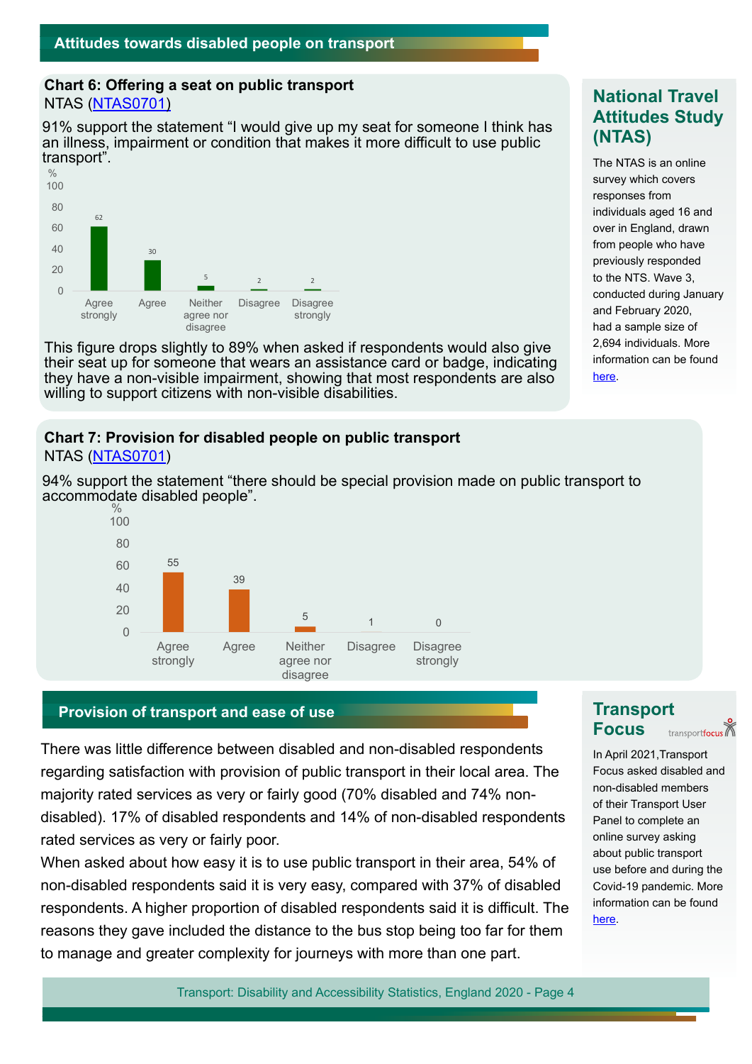## Attitudes towards disabled people on transport

### Chart 6: Offering a seat on public transport

NTAS ([NTAS0701](NTAS0701))

91% support the statement “I would give up my seat for someone I think has an illness, impairment or condition that makes it more difficult to use public transport”.

| Response | % |
|---|---|
| Agree strongly | 62 |
| Agree | 30 |
| Neither agree nor disagree | 5 |
| Disagree | 2 |
| Disagree strongly | 2 |

This figure drops slightly to 89% when asked if respondents would also give their seat up for someone that wears an assistance card or badge, indicating they have a non-visible impairment, showing that most respondents are also willing to support citizens with non-visible disabilities.

### National Travel Attitudes Study (NTAS)

The NTAS is an online survey which covers responses from individuals aged 16 and over in England, drawn from people who have previously responded to the NTS. Wave 3, conducted during January and February 2020, had a sample size of 2,694 individuals. More information can be found [here](here).

### Chart 7: Provision for disabled people on public transport

NTAS ([NTAS0701](NTAS0701))

94% support the statement “there should be special provision made on public transport to accommodate disabled people”.

| Response | % |
|---|---|
| Agree strongly | 55 |
| Agree | 39 |
| Neither agree nor disagree | 5 |
| Disagree | 1 |
| Disagree strongly | 0 |

## Provision of transport and ease of use

There was little difference between disabled and non-disabled respondents regarding satisfaction with provision of public transport in their local area. The majority rated services as very or fairly good (70% disabled and 74% non-disabled). 17% of disabled respondents and 14% of non-disabled respondents rated services as very or fairly poor.

When asked about how easy it is to use public transport in their area, 54% of non-disabled respondents said it is very easy, compared with 37% of disabled respondents. A higher proportion of disabled respondents said it is difficult. The reasons they gave included the distance to the bus stop being too far for them to manage and greater complexity for journeys with more than one part.

### Transport Focus

In April 2021, Transport Focus asked disabled and non-disabled members of their Transport User Panel to complete an online survey asking about public transport use before and during the Covid-19 pandemic. More information can be found [here](here).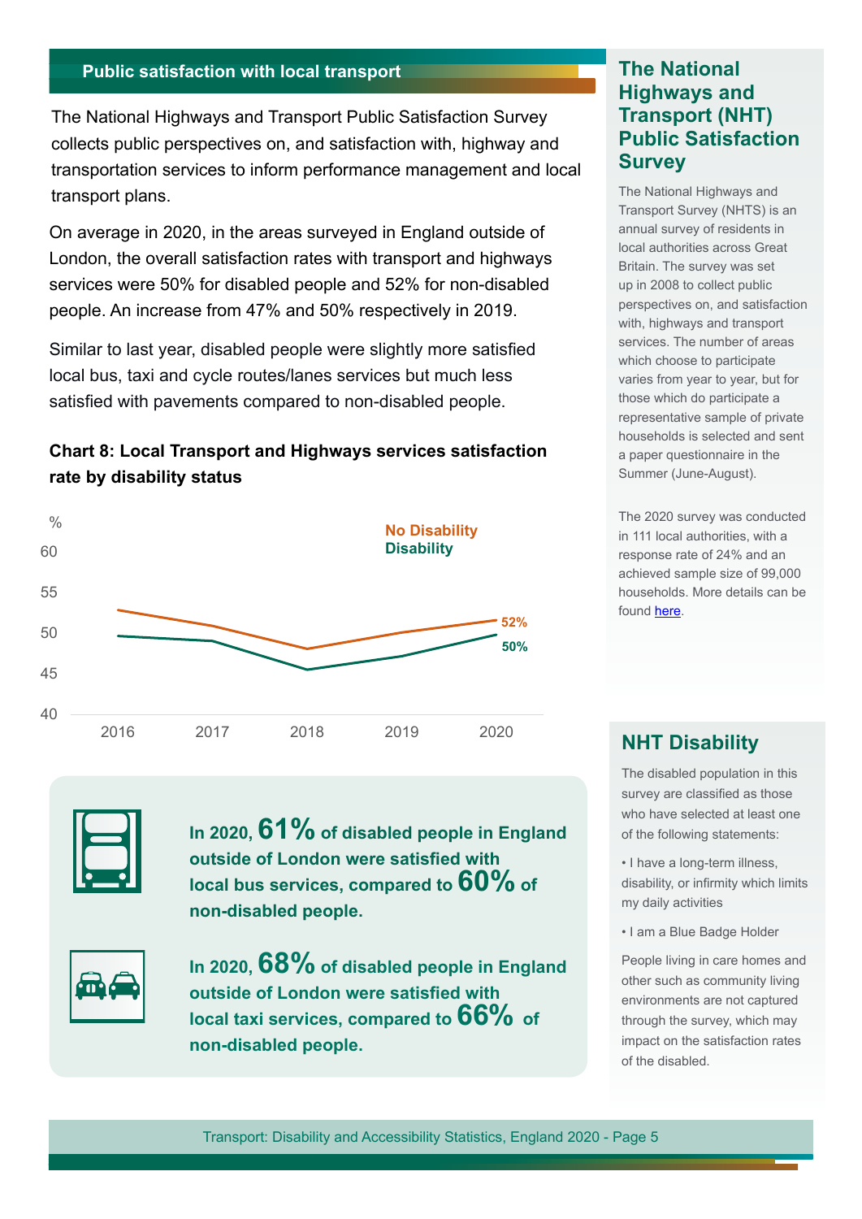## Public satisfaction with local transport

The National Highways and Transport Public Satisfaction Survey collects public perspectives on, and satisfaction with, highway and transportation services to inform performance management and local transport plans.

On average in 2020, in the areas surveyed in England outside of London, the overall satisfaction rates with transport and highways services were 50% for disabled people and 52% for non-disabled people. An increase from 47% and 50% respectively in 2019.

Similar to last year, disabled people were slightly more satisfied local bus, taxi and cycle routes/lanes services but much less satisfied with pavements compared to non-disabled people.

**Chart 8: Local Transport and Highways services satisfaction rate by disability status**

%

No Disability
Disability

52%
50%

2016 2017 2018 2019 2020

**In 2020, 61% of disabled people in England outside of London were satisfied with local bus services, compared to 60% of non-disabled people.**

**In 2020, 68% of disabled people in England outside of London were satisfied with local taxi services, compared to 66% of non-disabled people.**

## The National Highways and Transport (NHT) Public Satisfaction Survey

The National Highways and Transport Survey (NHTS) is an annual survey of residents in local authorities across Great Britain. The survey was set up in 2008 to collect public perspectives on, and satisfaction with, highways and transport services. The number of areas which choose to participate varies from year to year, but for those which do participate a representative sample of private households is selected and sent a paper questionnaire in the Summer (June-August).

The 2020 survey was conducted in 111 local authorities, with a response rate of 24% and an achieved sample size of 99,000 households. More details can be found here.

## NHT Disability

The disabled population in this survey are classified as those who have selected at least one of the following statements:

- I have a long-term illness, disability, or infirmity which limits my daily activities
- I am a Blue Badge Holder

People living in care homes and other such as community living environments are not captured through the survey, which may impact on the satisfaction rates of the disabled.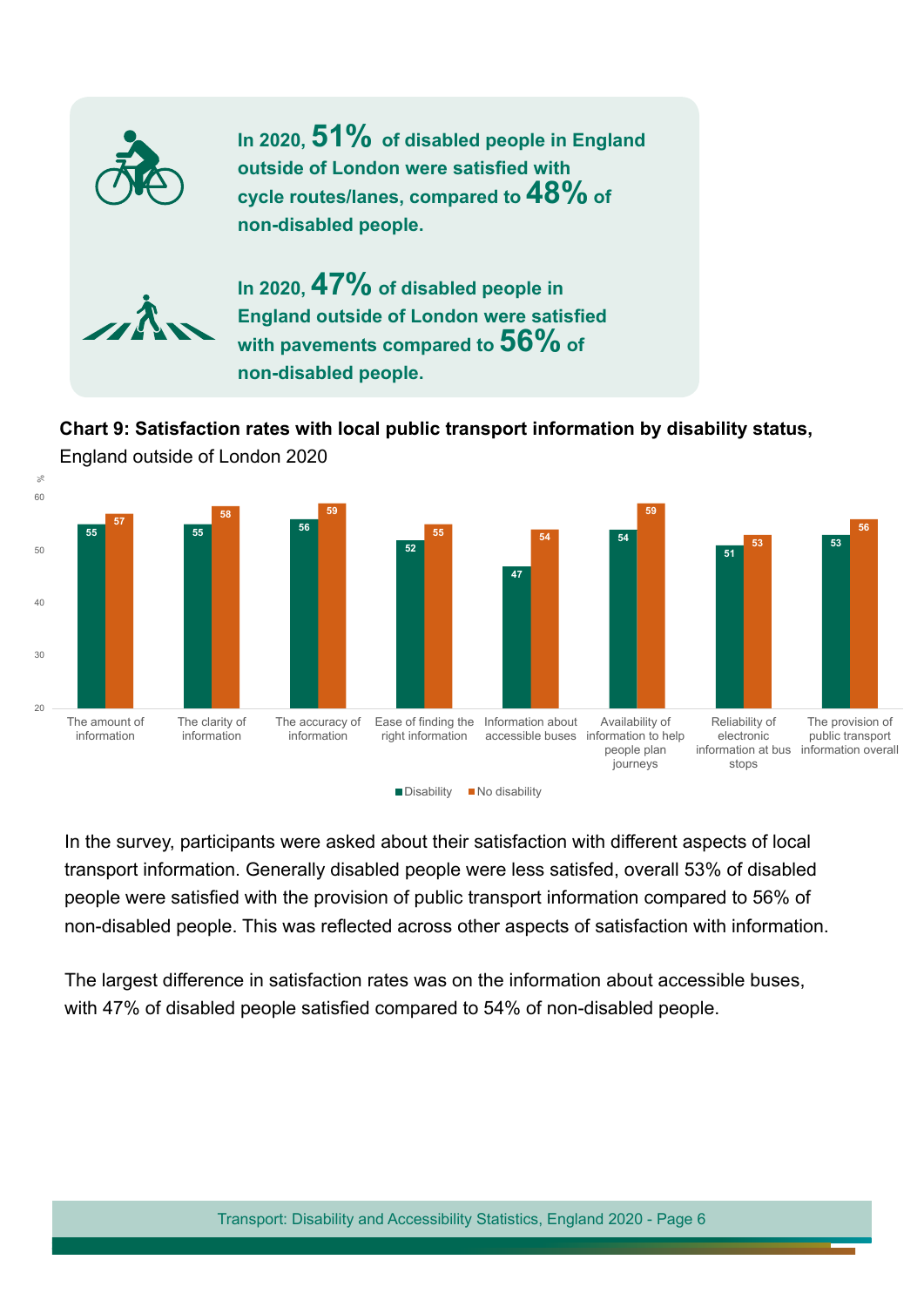**In 2020, 51% of disabled people in England outside of London were satisfied with cycle routes/lanes, compared to 48% of non-disabled people.**

**In 2020, 47% of disabled people in England outside of London were satisfied with pavements compared to 56% of non-disabled people.**

**Chart 9: Satisfaction rates with local public transport information by disability status,** England outside of London 2020

| | Disability (%) | No disability (%) |
|---|---|---|
| The amount of information | 55 | 57 |
| The clarity of information | 55 | 58 |
| The accuracy of information | 56 | 59 |
| Ease of finding the right information | 52 | 55 |
| Information about accessible buses | 47 | 54 |
| Availability of information to help people plan journeys | 54 | 59 |
| Reliability of electronic information at bus stops | 51 | 53 |
| The provision of public transport information overall | 53 | 56 |

In the survey, participants were asked about their satisfaction with different aspects of local transport information. Generally disabled people were less satisfed, overall 53% of disabled people were satisfied with the provision of public transport information compared to 56% of non-disabled people. This was reflected across other aspects of satisfaction with information.

The largest difference in satisfaction rates was on the information about accessible buses, with 47% of disabled people satisfied compared to 54% of non-disabled people.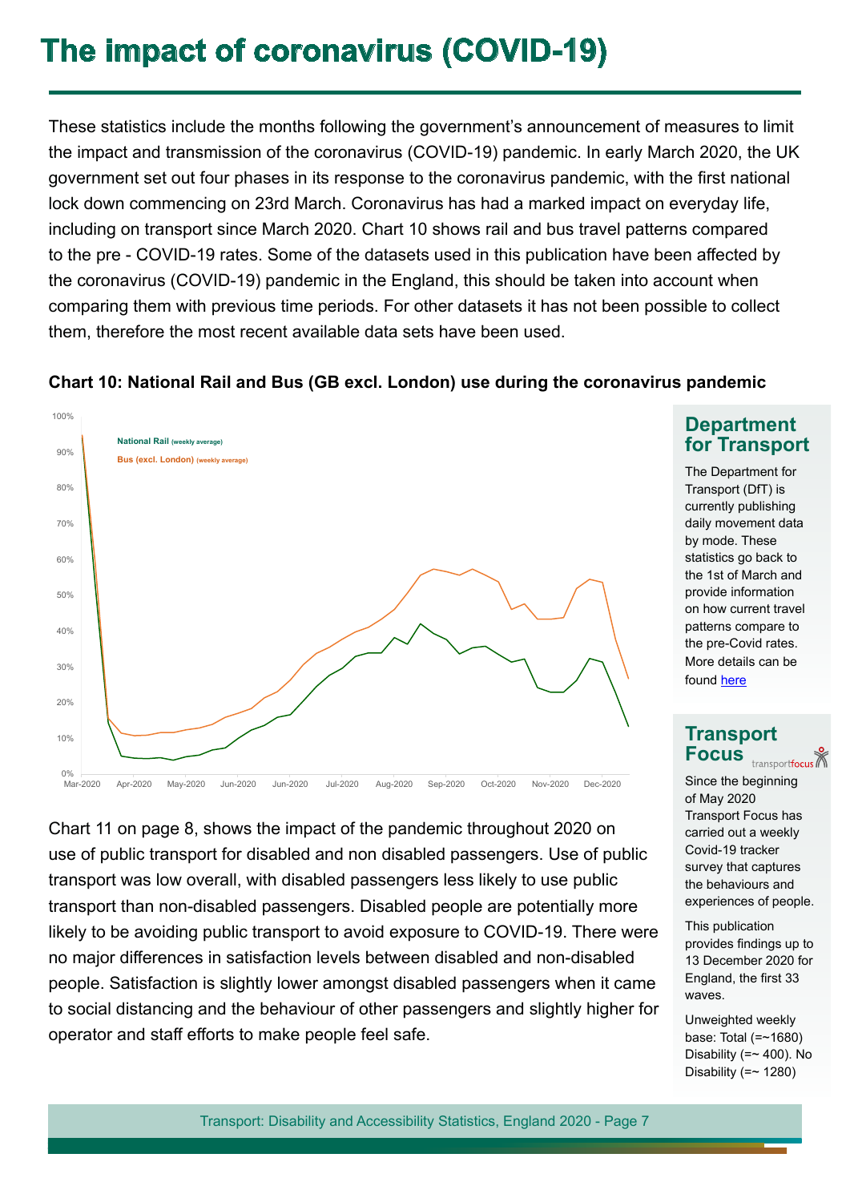# The impact of coronavirus (COVID-19)

These statistics include the months following the government's announcement of measures to limit the impact and transmission of the coronavirus (COVID-19) pandemic. In early March 2020, the UK government set out four phases in its response to the coronavirus pandemic, with the first national lock down commencing on 23rd March. Coronavirus has had a marked impact on everyday life, including on transport since March 2020. Chart 10 shows rail and bus travel patterns compared to the pre - COVID-19 rates. Some of the datasets used in this publication have been affected by the coronavirus (COVID-19) pandemic in the England, this should be taken into account when comparing them with previous time periods. For other datasets it has not been possible to collect them, therefore the most recent available data sets have been used.

**Chart 10: National Rail and Bus (GB excl. London) use during the coronavirus pandemic**

National Rail (weekly average)
Bus (excl. London) (weekly average)

100%, 90%, 80%, 70%, 60%, 50%, 40%, 30%, 20%, 10%, 0%

Mar-2020, Apr-2020, May-2020, Jun-2020, Jun-2020, Jul-2020, Aug-2020, Sep-2020, Oct-2020, Nov-2020, Dec-2020

Chart 11 on page 8, shows the impact of the pandemic throughout 2020 on use of public transport for disabled and non disabled passengers. Use of public transport was low overall, with disabled passengers less likely to use public transport than non-disabled passengers. Disabled people are potentially more likely to be avoiding public transport to avoid exposure to COVID-19. There were no major differences in satisfaction levels between disabled and non-disabled people. Satisfaction is slightly lower amongst disabled passengers when it came to social distancing and the behaviour of other passengers and slightly higher for operator and staff efforts to make people feel safe.

## Department for Transport

The Department for Transport (DfT) is currently publishing daily movement data by mode. These statistics go back to the 1st of March and provide information on how current travel patterns compare to the pre-Covid rates. More details can be found here

## Transport Focus

Since the beginning of May 2020 Transport Focus has carried out a weekly Covid-19 tracker survey that captures the behaviours and experiences of people.

This publication provides findings up to 13 December 2020 for England, the first 33 waves.

Unweighted weekly base: Total (=~1680) Disability (=~ 400). No Disability (=~ 1280)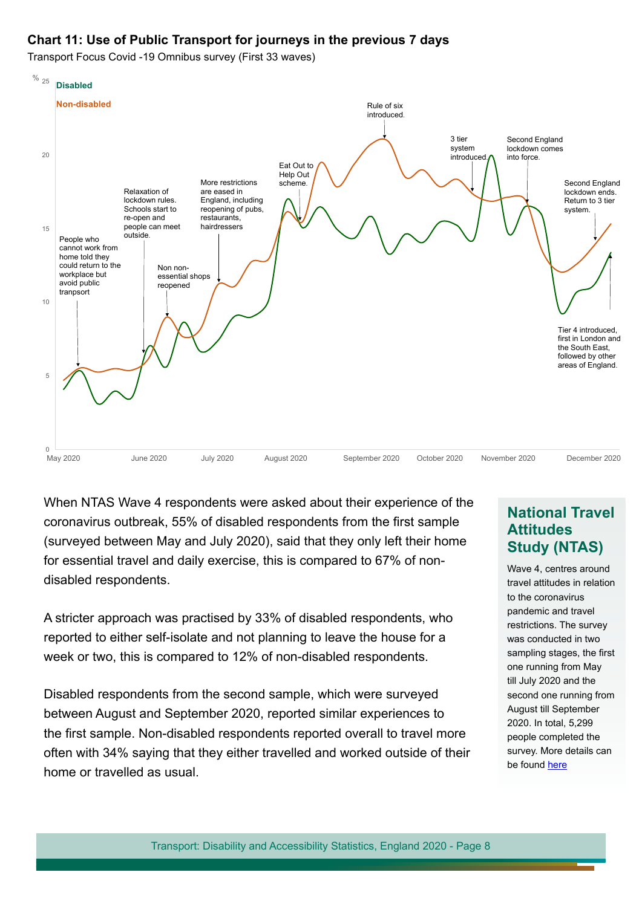**Chart 11: Use of Public Transport for journeys in the previous 7 days**

Transport Focus Covid -19 Omnibus survey (First 33 waves)

When NTAS Wave 4 respondents were asked about their experience of the coronavirus outbreak, 55% of disabled respondents from the first sample (surveyed between May and July 2020), said that they only left their home for essential travel and daily exercise, this is compared to 67% of non-disabled respondents.

A stricter approach was practised by 33% of disabled respondents, who reported to either self-isolate and not planning to leave the house for a week or two, this is compared to 12% of non-disabled respondents.

Disabled respondents from the second sample, which were surveyed between August and September 2020, reported similar experiences to the first sample. Non-disabled respondents reported overall to travel more often with 34% saying that they either travelled and worked outside of their home or travelled as usual.

## National Travel Attitudes Study (NTAS)

Wave 4, centres around travel attitudes in relation to the coronavirus pandemic and travel restrictions. The survey was conducted in two sampling stages, the first one running from May till July 2020 and the second one running from August till September 2020. In total, 5,299 people completed the survey. More details can be found here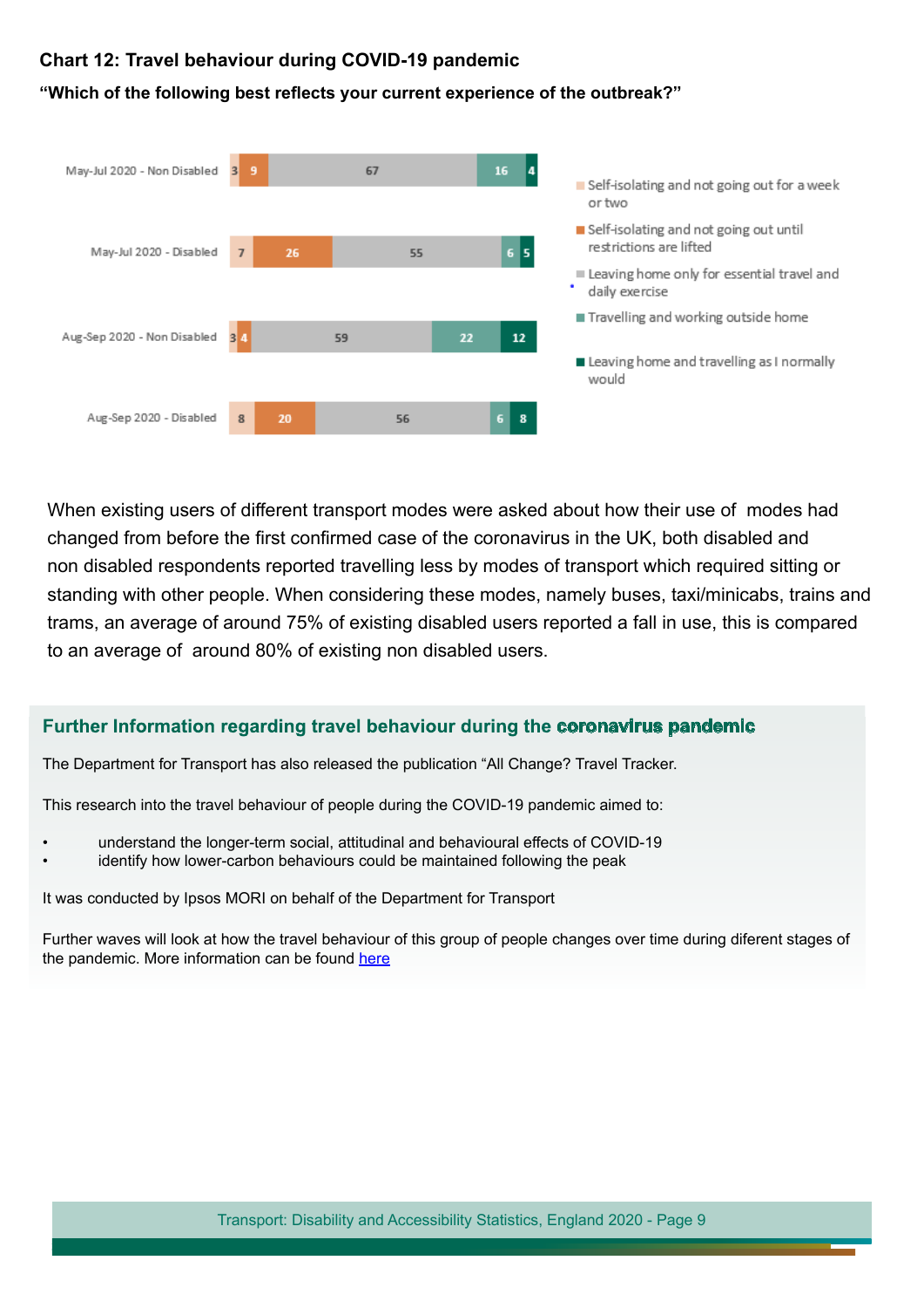**Chart 12: Travel behaviour during COVID-19 pandemic**

**"Which of the following best reflects your current experience of the outbreak?"**

| | Self-isolating and not going out for a week or two | Self-isolating and not going out until restrictions are lifted | Leaving home only for essential travel and daily exercise | Travelling and working outside home | Leaving home and travelling as I normally would |
|---|---|---|---|---|---|
| May-Jul 2020 - Non Disabled | 3 | 9 | 67 | 16 | 4 |
| May-Jul 2020 - Disabled | 7 | 26 | 55 | 6 | 5 |
| Aug-Sep 2020 - Non Disabled | 3 | 4 | 59 | 22 | 12 |
| Aug-Sep 2020 - Disabled | 8 | 20 | 56 | 6 | 8 |

When existing users of different transport modes were asked about how their use of modes had changed from before the first confirmed case of the coronavirus in the UK, both disabled and non disabled respondents reported travelling less by modes of transport which required sitting or standing with other people. When considering these modes, namely buses, taxi/minicabs, trains and trams, an average of around 75% of existing disabled users reported a fall in use, this is compared to an average of around 80% of existing non disabled users.

### Further Information regarding travel behaviour during the coronavirus pandemic

The Department for Transport has also released the publication "All Change? Travel Tracker.

This research into the travel behaviour of people during the COVID-19 pandemic aimed to:

- understand the longer-term social, attitudinal and behavioural effects of COVID-19
- identify how lower-carbon behaviours could be maintained following the peak

It was conducted by Ipsos MORI on behalf of the Department for Transport

Further waves will look at how the travel behaviour of this group of people changes over time during diferent stages of the pandemic. More information can be found here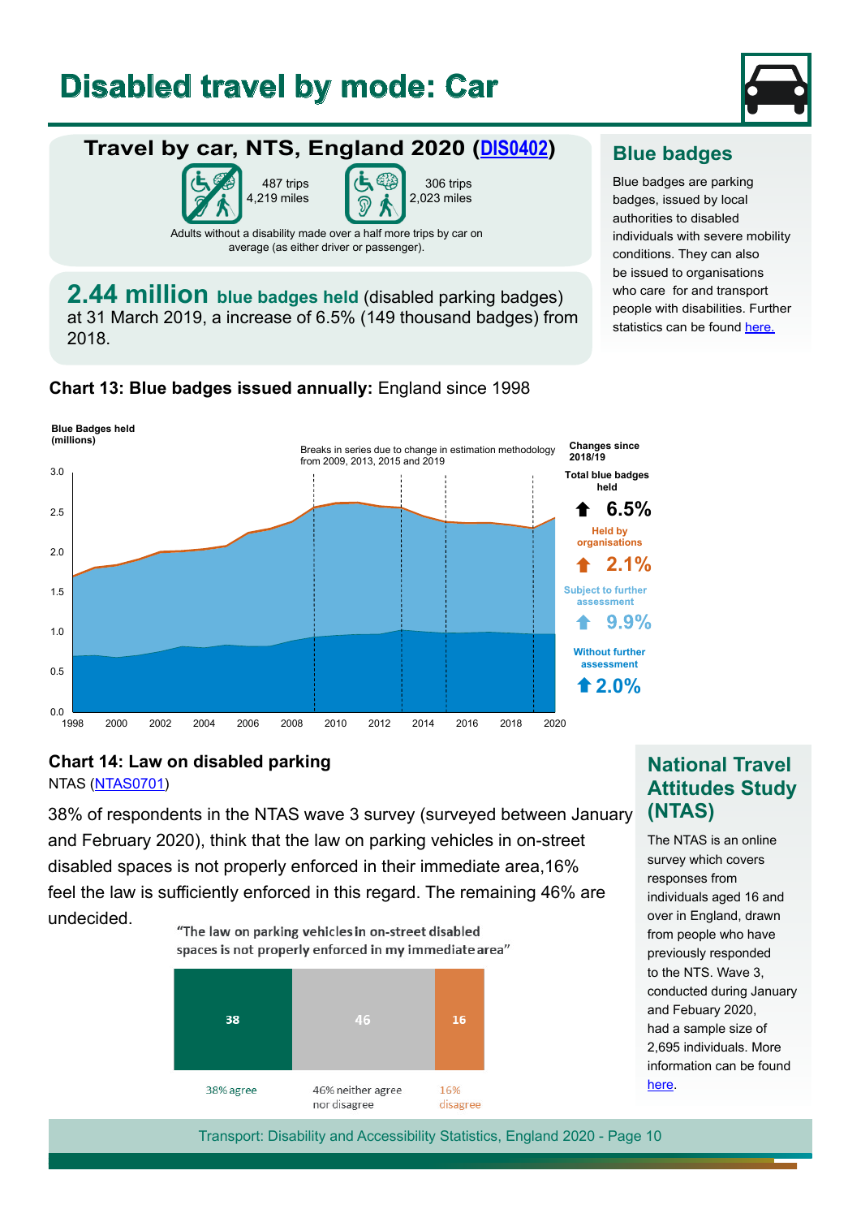# Disabled travel by mode: Car

## Travel by car, NTS, England 2020 (DIS0402)

487 trips
4,219 miles

306 trips
2,023 miles

Adults without a disability made over a half more trips by car on average (as either driver or passenger).

**2.44 million blue badges held** (disabled parking badges) at 31 March 2019, a increase of 6.5% (149 thousand badges) from 2018.

## Blue badges

Blue badges are parking badges, issued by local authorities to disabled individuals with severe mobility conditions. They can also be issued to organisations who care for and transport people with disabilities. Further statistics can be found here.

### Chart 13: Blue badges issued annually: England since 1998

Blue Badges held (millions)

Breaks in series due to change in estimation methodology from 2009, 2013, 2015 and 2019

Changes since 2018/19

- Total blue badges held: ↑ 6.5%
- Held by organisations: ↑ 2.1%
- Subject to further assessment: ↑ 9.9%
- Without further assessment: ↑ 2.0%

### Chart 14: Law on disabled parking

NTAS (NTAS0701)

38% of respondents in the NTAS wave 3 survey (surveyed between January and February 2020), think that the law on parking vehicles in on-street disabled spaces is not properly enforced in their immediate area,16% feel the law is sufficiently enforced in this regard. The remaining 46% are undecided.

"The law on parking vehicles in on-street disabled spaces is not properly enforced in my immediate area"

| 38% agree | 46% neither agree nor disagree | 16% disagree |
|---|---|---|
| 38 | 46 | 16 |

## National Travel Attitudes Study (NTAS)

The NTAS is an online survey which covers responses from individuals aged 16 and over in England, drawn from people who have previously responded to the NTS. Wave 3, conducted during January and Febuary 2020, had a sample size of 2,695 individuals. More information can be found here.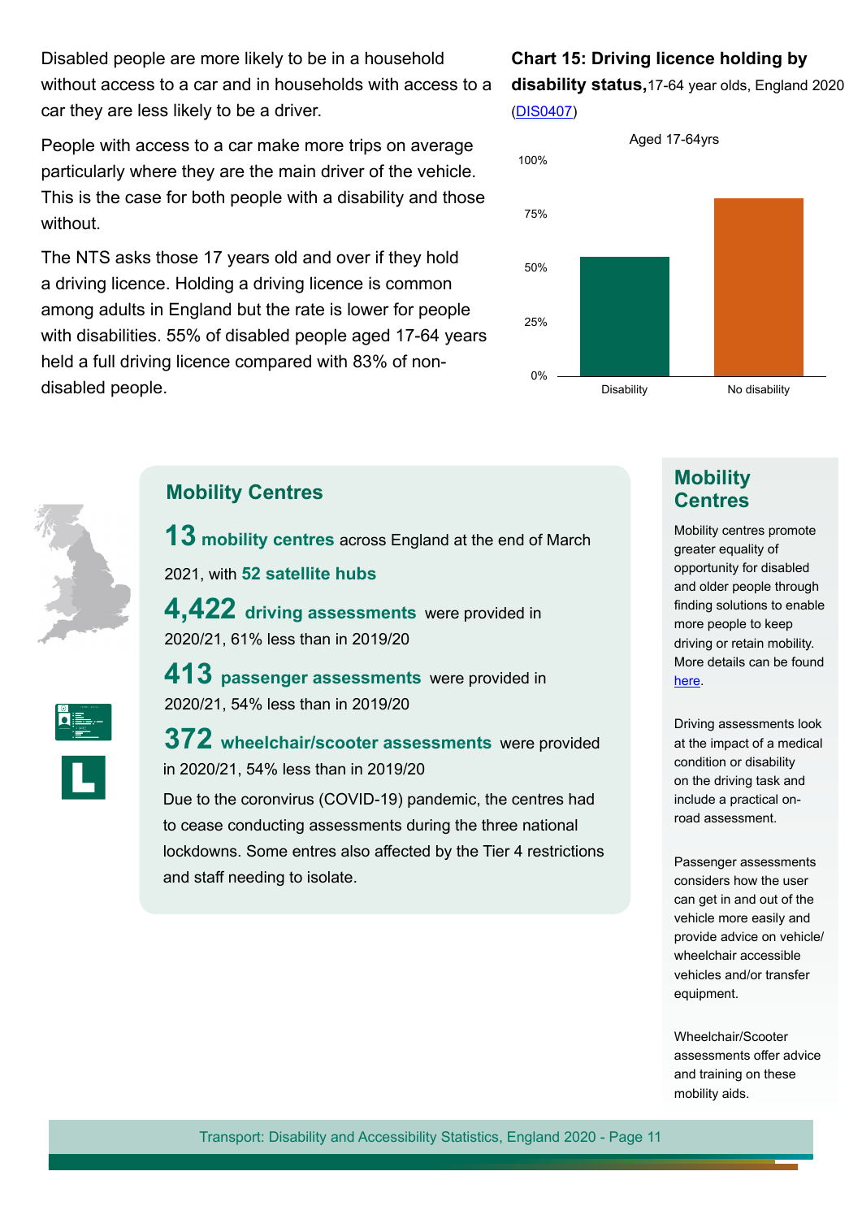Disabled people are more likely to be in a household without access to a car and in households with access to a car they are less likely to be a driver.

People with access to a car make more trips on average particularly where they are the main driver of the vehicle. This is the case for both people with a disability and those without.

The NTS asks those 17 years old and over if they hold a driving licence. Holding a driving licence is common among adults in England but the rate is lower for people with disabilities. 55% of disabled people aged 17-64 years held a full driving licence compared with 83% of non-disabled people.

**Chart 15: Driving licence holding by disability status,** 17-64 year olds, England 2020 (DIS0407)

Aged 17-64yrs

| | Disability | No disability |
|---|---|---|
| Driving licence holding | 55% | 83% |

## Mobility Centres

**13 mobility centres** across England at the end of March 2021, with **52 satellite hubs**

**4,422 driving assessments** were provided in 2020/21, 61% less than in 2019/20

**413 passenger assessments** were provided in 2020/21, 54% less than in 2019/20

**372 wheelchair/scooter assessments** were provided in 2020/21, 54% less than in 2019/20

Due to the coronvirus (COVID-19) pandemic, the centres had to cease conducting assessments during the three national lockdowns. Some entres also affected by the Tier 4 restrictions and staff needing to isolate.

### Mobility Centres

Mobility centres promote greater equality of opportunity for disabled and older people through finding solutions to enable more people to keep driving or retain mobility. More details can be found here.

Driving assessments look at the impact of a medical condition or disability on the driving task and include a practical on-road assessment.

Passenger assessments considers how the user can get in and out of the vehicle more easily and provide advice on vehicle/wheelchair accessible vehicles and/or transfer equipment.

Wheelchair/Scooter assessments offer advice and training on these mobility aids.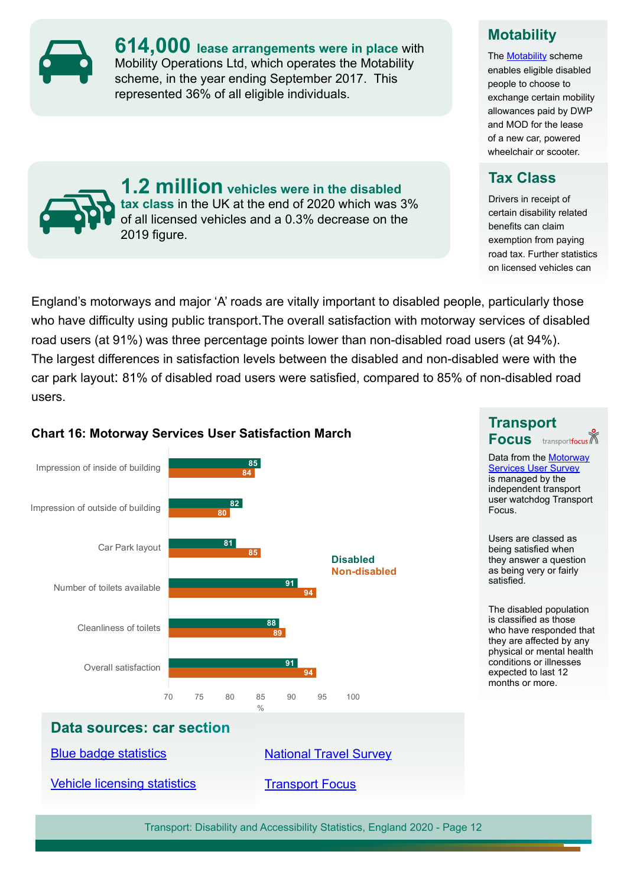**614,000 lease arrangements were in place** with Mobility Operations Ltd, which operates the Motability scheme, in the year ending September 2017. This represented 36% of all eligible individuals.

**1.2 million vehicles were in the disabled tax class** in the UK at the end of 2020 which was 3% of all licensed vehicles and a 0.3% decrease on the 2019 figure.

## Motability

The Motability scheme enables eligible disabled people to choose to exchange certain mobility allowances paid by DWP and MOD for the lease of a new car, powered wheelchair or scooter.

## Tax Class

Drivers in receipt of certain disability related benefits can claim exemption from paying road tax. Further statistics on licensed vehicles can

England's motorways and major 'A' roads are vitally important to disabled people, particularly those who have difficulty using public transport. The overall satisfaction with motorway services of disabled road users (at 91%) was three percentage points lower than non-disabled road users (at 94%). The largest differences in satisfaction levels between the disabled and non-disabled were with the car park layout: 81% of disabled road users were satisfied, compared to 85% of non-disabled road users.

**Chart 16: Motorway Services User Satisfaction March**

| | Disabled (%) | Non-disabled (%) |
|---|---|---|
| Impression of inside of building | 85 | 84 |
| Impression of outside of building | 82 | 80 |
| Car Park layout | 81 | 85 |
| Number of toilets available | 91 | 94 |
| Cleanliness of toilets | 88 | 89 |
| Overall satisfaction | 91 | 94 |

## Transport Focus

Data from the Motorway Services User Survey is managed by the independent transport user watchdog Transport Focus.

Users are classed as being satisfied when they answer a question as being very or fairly satisfied.

The disabled population is classified as those who have responded that they are affected by any physical or mental health conditions or illnesses expected to last 12 months or more.

## Data sources: car section

- Blue badge statistics
- Vehicle licensing statistics
- National Travel Survey
- Transport Focus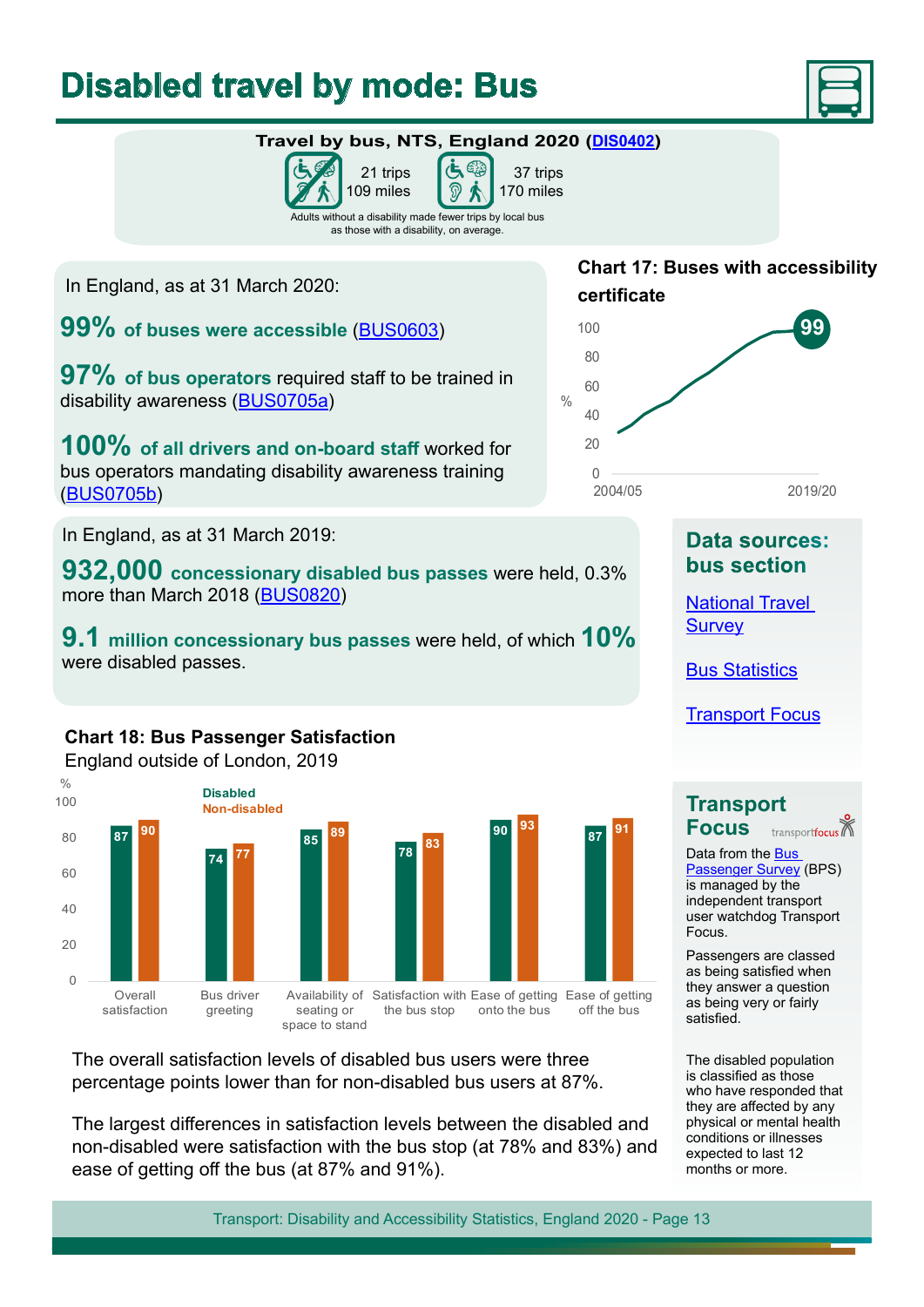# Disabled travel by mode: Bus

**Travel by bus, NTS, England 2020 (DIS0402)**

21 trips
109 miles

37 trips
170 miles

Adults without a disability made fewer trips by local bus as those with a disability, on average.

In England, as at 31 March 2020:

**99% of buses were accessible** (BUS0603)

**97% of bus operators** required staff to be trained in disability awareness (BUS0705a)

**100% of all drivers and on-board staff** worked for bus operators mandating disability awareness training (BUS0705b)

**Chart 17: Buses with accessibility certificate**

| | % |
|---|---|
| 2019/20 | 99 |

In England, as at 31 March 2019:

**932,000 concessionary disabled bus passes** were held, 0.3% more than March 2018 (BUS0820)

**9.1 million concessionary bus passes** were held, of which **10%** were disabled passes.

**Chart 18: Bus Passenger Satisfaction**
England outside of London, 2019

| | Disabled | Non-disabled |
|---|---|---|
| Overall satisfaction | 87 | 90 |
| Bus driver greeting | 74 | 77 |
| Availability of seating or space to stand | 85 | 89 |
| Satisfaction with the bus stop | 78 | 83 |
| Ease of getting onto the bus | 90 | 93 |
| Ease of getting off the bus | 87 | 91 |

The overall satisfaction levels of disabled bus users were three percentage points lower than for non-disabled bus users at 87%.

The largest differences in satisfaction levels between the disabled and non-disabled were satisfaction with the bus stop (at 78% and 83%) and ease of getting off the bus (at 87% and 91%).

## Data sources: bus section

National Travel Survey

Bus Statistics

Transport Focus

## Transport Focus

Data from the Bus Passenger Survey (BPS) is managed by the independent transport user watchdog Transport Focus.

Passengers are classed as being satisfied when they answer a question as being very or fairly satisfied.

The disabled population is classified as those who have responded that they are affected by any physical or mental health conditions or illnesses expected to last 12 months or more.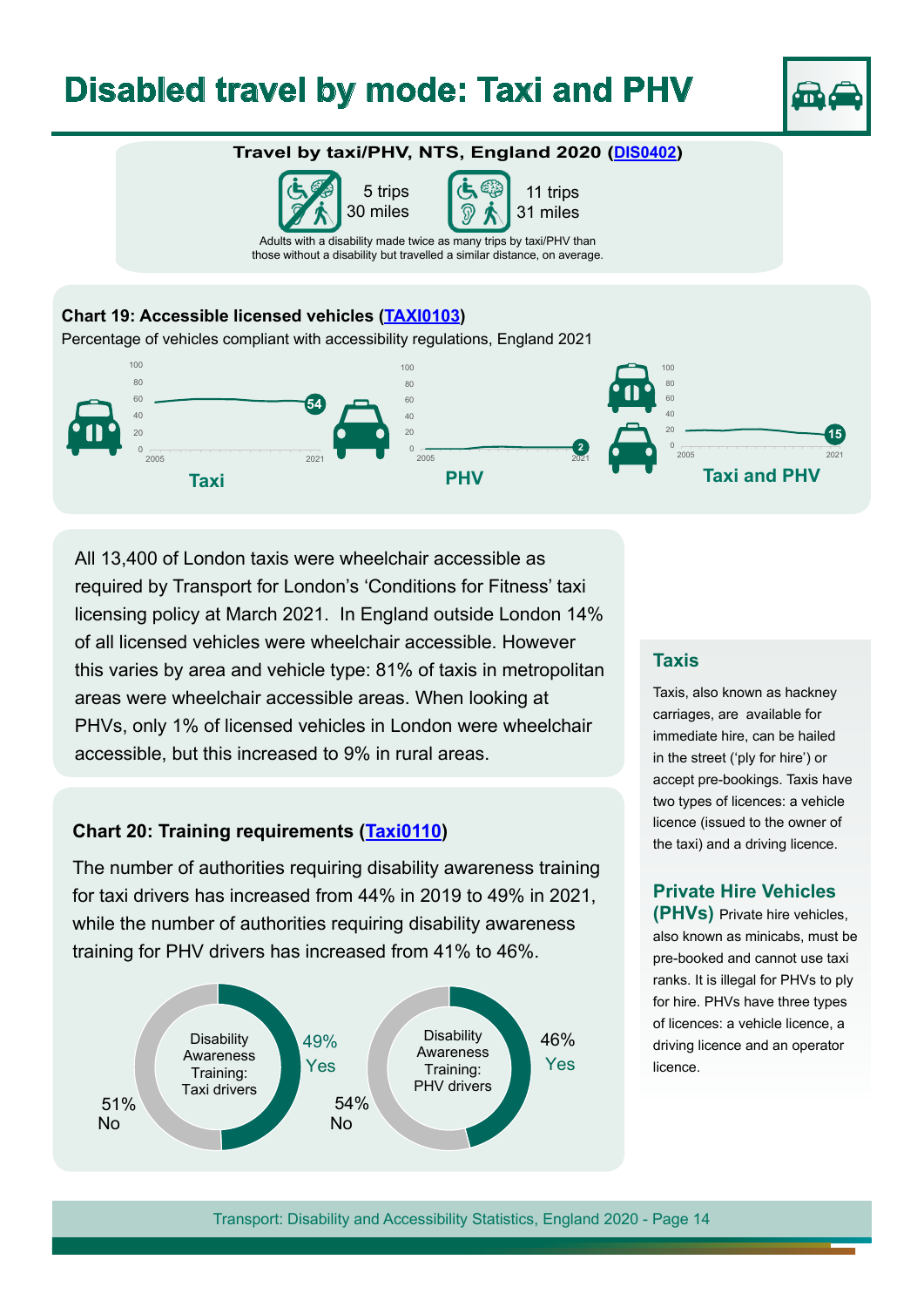# Disabled travel by mode: Taxi and PHV

**Travel by taxi/PHV, NTS, England 2020 (DIS0402)**

5 trips
30 miles

11 trips
31 miles

Adults with a disability made twice as many trips by taxi/PHV than those without a disability but travelled a similar distance, on average.

**Chart 19: Accessible licensed vehicles (TAXI0103)**

Percentage of vehicles compliant with accessibility regulations, England 2021

| | 2021 |
|---|---|
| Taxi | 54 |
| PHV | 2 |
| Taxi and PHV | 15 |

All 13,400 of London taxis were wheelchair accessible as required by Transport for London's 'Conditions for Fitness' taxi licensing policy at March 2021. In England outside London 14% of all licensed vehicles were wheelchair accessible. However this varies by area and vehicle type: 81% of taxis in metropolitan areas were wheelchair accessible areas. When looking at PHVs, only 1% of licensed vehicles in London were wheelchair accessible, but this increased to 9% in rural areas.

### Chart 20: Training requirements (Taxi0110)

The number of authorities requiring disability awareness training for taxi drivers has increased from 44% in 2019 to 49% in 2021, while the number of authorities requiring disability awareness training for PHV drivers has increased from 41% to 46%.

| Disability Awareness Training | Yes | No |
|---|---|---|
| Taxi drivers | 49% | 51% |
| PHV drivers | 46% | 54% |

### Taxis

Taxis, also known as hackney carriages, are available for immediate hire, can be hailed in the street ('ply for hire') or accept pre-bookings. Taxis have two types of licences: a vehicle licence (issued to the owner of the taxi) and a driving licence.

### Private Hire Vehicles (PHVs)

Private hire vehicles, also known as minicabs, must be pre-booked and cannot use taxi ranks. It is illegal for PHVs to ply for hire. PHVs have three types of licences: a vehicle licence, a driving licence and an operator licence.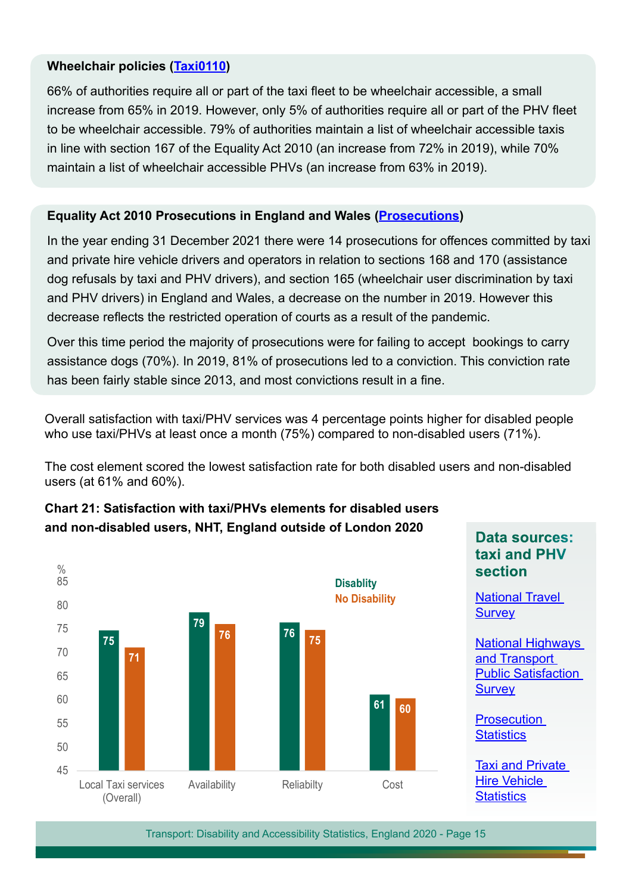**Wheelchair policies ([Taxi0110](#))**

66% of authorities require all or part of the taxi fleet to be wheelchair accessible, a small increase from 65% in 2019. However, only 5% of authorities require all or part of the PHV fleet to be wheelchair accessible. 79% of authorities maintain a list of wheelchair accessible taxis in line with section 167 of the Equality Act 2010 (an increase from 72% in 2019), while 70% maintain a list of wheelchair accessible PHVs (an increase from 63% in 2019).

**Equality Act 2010 Prosecutions in England and Wales ([Prosecutions](#))**

In the year ending 31 December 2021 there were 14 prosecutions for offences committed by taxi and private hire vehicle drivers and operators in relation to sections 168 and 170 (assistance dog refusals by taxi and PHV drivers), and section 165 (wheelchair user discrimination by taxi and PHV drivers) in England and Wales, a decrease on the number in 2019. However this decrease reflects the restricted operation of courts as a result of the pandemic.

Over this time period the majority of prosecutions were for failing to accept bookings to carry assistance dogs (70%). In 2019, 81% of prosecutions led to a conviction. This conviction rate has been fairly stable since 2013, and most convictions result in a fine.

Overall satisfaction with taxi/PHV services was 4 percentage points higher for disabled people who use taxi/PHVs at least once a month (75%) compared to non-disabled users (71%).

The cost element scored the lowest satisfaction rate for both disabled users and non-disabled users (at 61% and 60%).

**Chart 21: Satisfaction with taxi/PHVs elements for disabled users and non-disabled users, NHT, England outside of London 2020**

| % | Disablity | No Disability |
|---|---|---|
| Local Taxi services (Overall) | 75 | 71 |
| Availability | 79 | 76 |
| Reliabilty | 76 | 75 |
| Cost | 61 | 60 |

**Data sources: taxi and PHV section**

- [National Travel Survey](#)
- [National Highways and Transport Public Satisfaction Survey](#)
- [Prosecution Statistics](#)
- [Taxi and Private Hire Vehicle Statistics](#)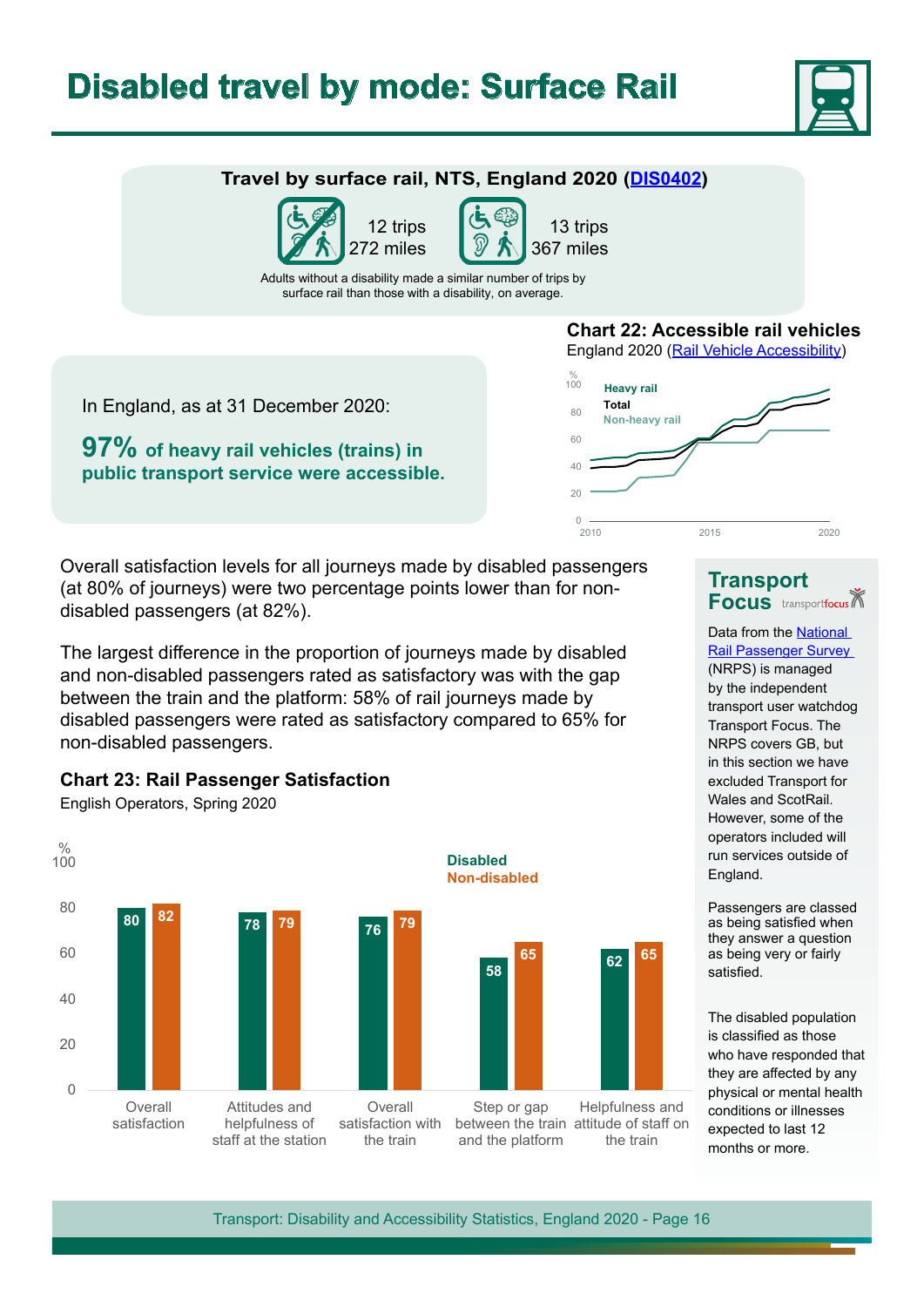# Disabled travel by mode: Surface Rail

## Travel by surface rail, NTS, England 2020 (DIS0402)

12 trips
272 miles

13 trips
367 miles

Adults without a disability made a similar number of trips by surface rail than those with a disability, on average.

In England, as at 31 December 2020:

**97% of heavy rail vehicles (trains) in public transport service were accessible.**

### Chart 22: Accessible rail vehicles

England 2020 (Rail Vehicle Accessibility)

Overall satisfaction levels for all journeys made by disabled passengers (at 80% of journeys) were two percentage points lower than for non-disabled passengers (at 82%).

The largest difference in the proportion of journeys made by disabled and non-disabled passengers rated as satisfactory was with the gap between the train and the platform: 58% of rail journeys made by disabled passengers were rated as satisfactory compared to 65% for non-disabled passengers.

### Chart 23: Rail Passenger Satisfaction

English Operators, Spring 2020

| % | Disabled | Non-disabled |
|---|---|---|
| Overall satisfaction | 80 | 82 |
| Attitudes and helpfulness of staff at the station | 78 | 79 |
| Overall satisfaction with the train | 76 | 79 |
| Step or gap between the train and the platform | 58 | 65 |
| Helpfulness and attitude of staff on the train | 62 | 65 |

## Transport Focus

Data from the National Rail Passenger Survey (NRPS) is managed by the independent transport user watchdog Transport Focus. The NRPS covers GB, but in this section we have excluded Transport for Wales and ScotRail. However, some of the operators included will run services outside of England.

Passengers are classed as being satisfied when they answer a question as being very or fairly satisfied.

The disabled population is classified as those who have responded that they are affected by any physical or mental health conditions or illnesses expected to last 12 months or more.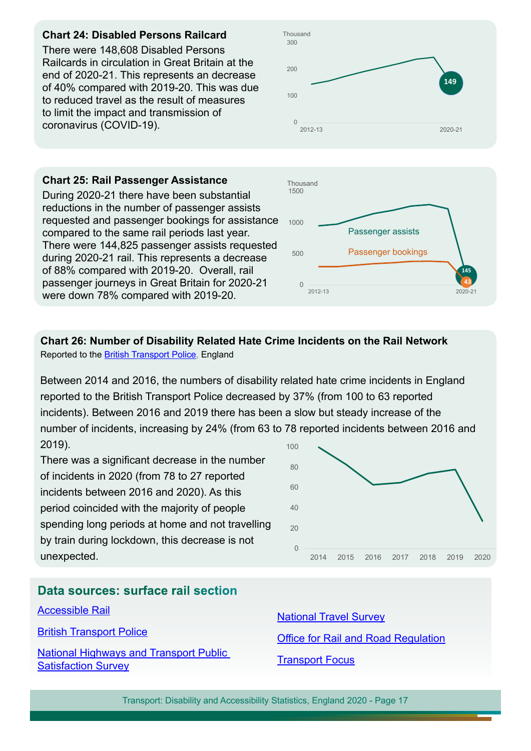### Chart 24: Disabled Persons Railcard

There were 148,608 Disabled Persons Railcards in circulation in Great Britain at the end of 2020-21. This represents an decrease of 40% compared with 2019-20. This was due to reduced travel as the result of measures to limit the impact and transmission of coronavirus (COVID-19).

### Chart 25: Rail Passenger Assistance

During 2020-21 there have been substantial reductions in the number of passenger assists requested and passenger bookings for assistance compared to the same rail periods last year. There were 144,825 passenger assists requested during 2020-21 rail. This represents a decrease of 88% compared with 2019-20. Overall, rail passenger journeys in Great Britain for 2020-21 were down 78% compared with 2019-20.

### Chart 26: Number of Disability Related Hate Crime Incidents on the Rail Network

Reported to the British Transport Police, England

Between 2014 and 2016, the numbers of disability related hate crime incidents in England reported to the British Transport Police decreased by 37% (from 100 to 63 reported incidents). Between 2016 and 2019 there has been a slow but steady increase of the number of incidents, increasing by 24% (from 63 to 78 reported incidents between 2016 and 2019).

There was a significant decrease in the number of incidents in 2020 (from 78 to 27 reported incidents between 2016 and 2020). As this period coincided with the majority of people spending long periods at home and not travelling by train during lockdown, this decrease is not unexpected.

## Data sources: surface rail section

- Accessible Rail
- British Transport Police
- National Highways and Transport Public Satisfaction Survey
- National Travel Survey
- Office for Rail and Road Regulation
- Transport Focus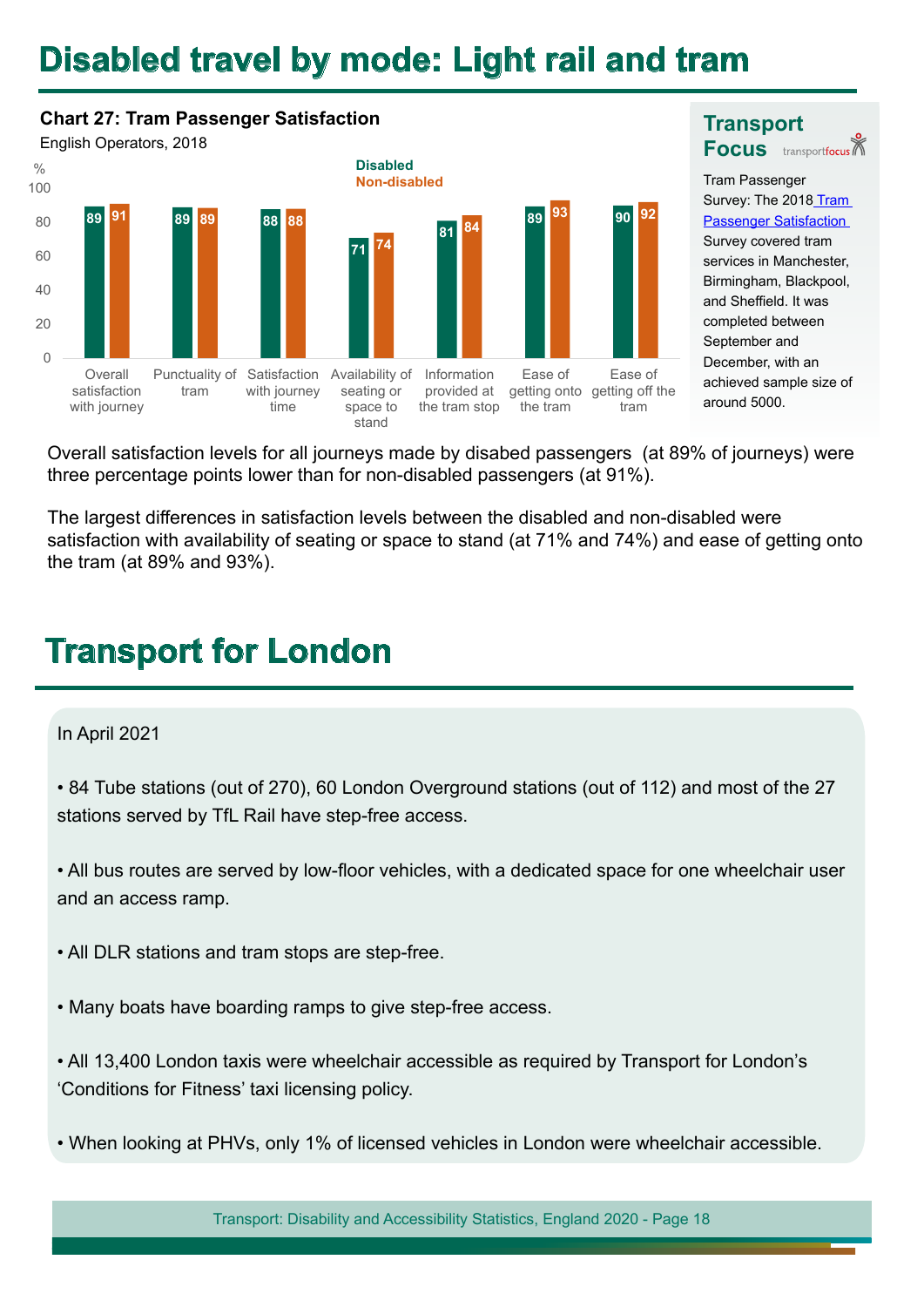# Disabled travel by mode: Light rail and tram

**Chart 27: Tram Passenger Satisfaction**

English Operators, 2018

| % | Disabled | Non-disabled |
|---|---|---|
| Overall satisfaction with journey | 89 | 91 |
| Punctuality of tram | 89 | 89 |
| Satisfaction with journey time | 88 | 88 |
| Availability of seating or space to stand | 71 | 74 |
| Information provided at the tram stop | 81 | 84 |
| Ease of getting onto the tram | 89 | 93 |
| Ease of getting off the tram | 90 | 92 |

## Transport Focus

Tram Passenger Survey: The 2018 Tram Passenger Satisfaction Survey covered tram services in Manchester, Birmingham, Blackpool, and Sheffield. It was completed between September and December, with an achieved sample size of around 5000.

Overall satisfaction levels for all journeys made by disabed passengers (at 89% of journeys) were three percentage points lower than for non-disabled passengers (at 91%).

The largest differences in satisfaction levels between the disabled and non-disabled were satisfaction with availability of seating or space to stand (at 71% and 74%) and ease of getting onto the tram (at 89% and 93%).

# Transport for London

In April 2021

- 84 Tube stations (out of 270), 60 London Overground stations (out of 112) and most of the 27 stations served by TfL Rail have step-free access.
- All bus routes are served by low-floor vehicles, with a dedicated space for one wheelchair user and an access ramp.
- All DLR stations and tram stops are step-free.
- Many boats have boarding ramps to give step-free access.
- All 13,400 London taxis were wheelchair accessible as required by Transport for London's 'Conditions for Fitness' taxi licensing policy.
- When looking at PHVs, only 1% of licensed vehicles in London were wheelchair accessible.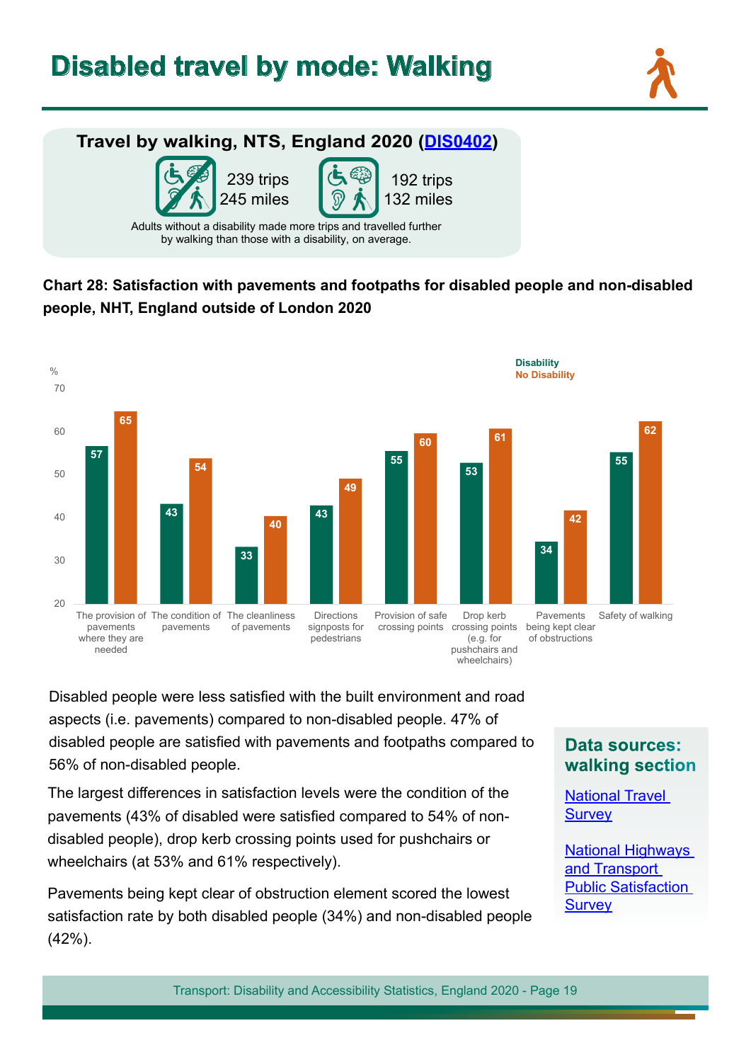# Disabled travel by mode: Walking

## Travel by walking, NTS, England 2020 (DIS0402)

239 trips
245 miles

192 trips
132 miles

Adults without a disability made more trips and travelled further by walking than those with a disability, on average.

**Chart 28: Satisfaction with pavements and footpaths for disabled people and non-disabled people, NHT, England outside of London 2020**

| Aspect | Disability (%) | No Disability (%) |
|---|---|---|
| The provision of pavements where they are needed | 57 | 65 |
| The condition of pavements | 43 | 54 |
| The cleanliness of pavements | 33 | 40 |
| Directions signposts for pedestrians | 43 | 49 |
| Provision of safe crossing points | 55 | 60 |
| Drop kerb crossing points (e.g. for pushchairs and wheelchairs) | 53 | 61 |
| Pavements being kept clear of obstructions | 34 | 42 |
| Safety of walking | 55 | 62 |

Disabled people were less satisfied with the built environment and road aspects (i.e. pavements) compared to non-disabled people. 47% of disabled people are satisfied with pavements and footpaths compared to 56% of non-disabled people.

The largest differences in satisfaction levels were the condition of the pavements (43% of disabled were satisfied compared to 54% of non-disabled people), drop kerb crossing points used for pushchairs or wheelchairs (at 53% and 61% respectively).

Pavements being kept clear of obstruction element scored the lowest satisfaction rate by both disabled people (34%) and non-disabled people (42%).

## Data sources: walking section

National Travel Survey

National Highways and Transport Public Satisfaction Survey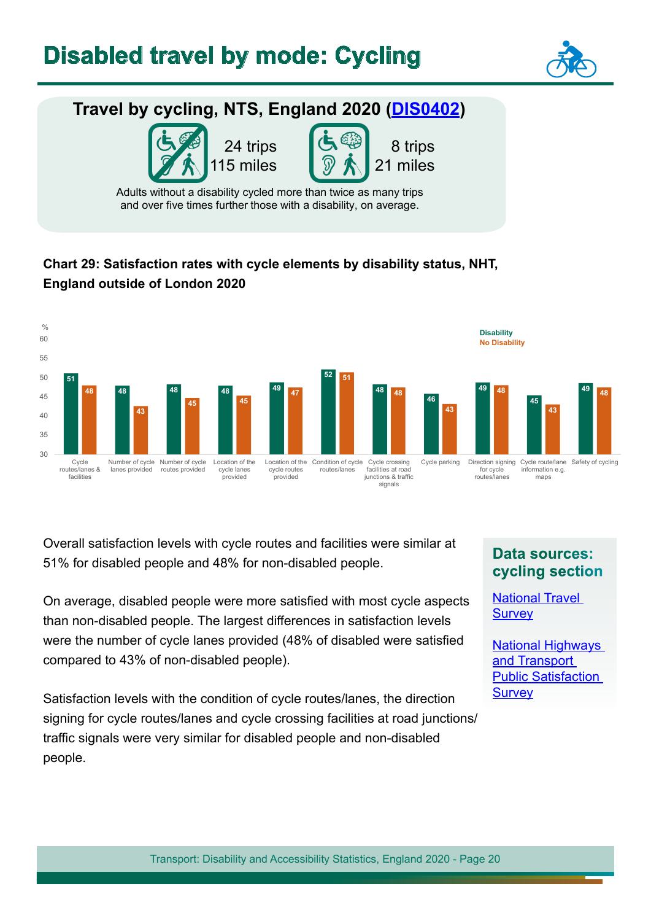# Disabled travel by mode: Cycling

## Travel by cycling, NTS, England 2020 (DIS0402)

Without a disability: 24 trips, 115 miles

With a disability: 8 trips, 21 miles

Adults without a disability cycled more than twice as many trips and over five times further those with a disability, on average.

**Chart 29: Satisfaction rates with cycle elements by disability status, NHT, England outside of London 2020**

| Cycle element | Disability (%) | No Disability (%) |
|---|---|---|
| Cycle routes/lanes & facilities | 51 | 48 |
| Number of cycle lanes provided | 48 | 43 |
| Number of cycle routes provided | 48 | 45 |
| Location of the cycle lanes provided | 48 | 45 |
| Location of the cycle routes provided | 49 | 47 |
| Condition of cycle routes/lanes | 52 | 51 |
| Cycle crossing facilities at road junctions & traffic signals | 48 | 48 |
| Cycle parking | 46 | 43 |
| Direction signing for cycle routes/lanes | 49 | 48 |
| Cycle route/lane information e.g. maps | 45 | 43 |
| Safety of cycling | 49 | 48 |

Overall satisfaction levels with cycle routes and facilities were similar at 51% for disabled people and 48% for non-disabled people.

On average, disabled people were more satisfied with most cycle aspects than non-disabled people. The largest differences in satisfaction levels were the number of cycle lanes provided (48% of disabled were satisfied compared to 43% of non-disabled people).

Satisfaction levels with the condition of cycle routes/lanes, the direction signing for cycle routes/lanes and cycle crossing facilities at road junctions/traffic signals were very similar for disabled people and non-disabled people.

### Data sources: cycling section

National Travel Survey

National Highways and Transport Public Satisfaction Survey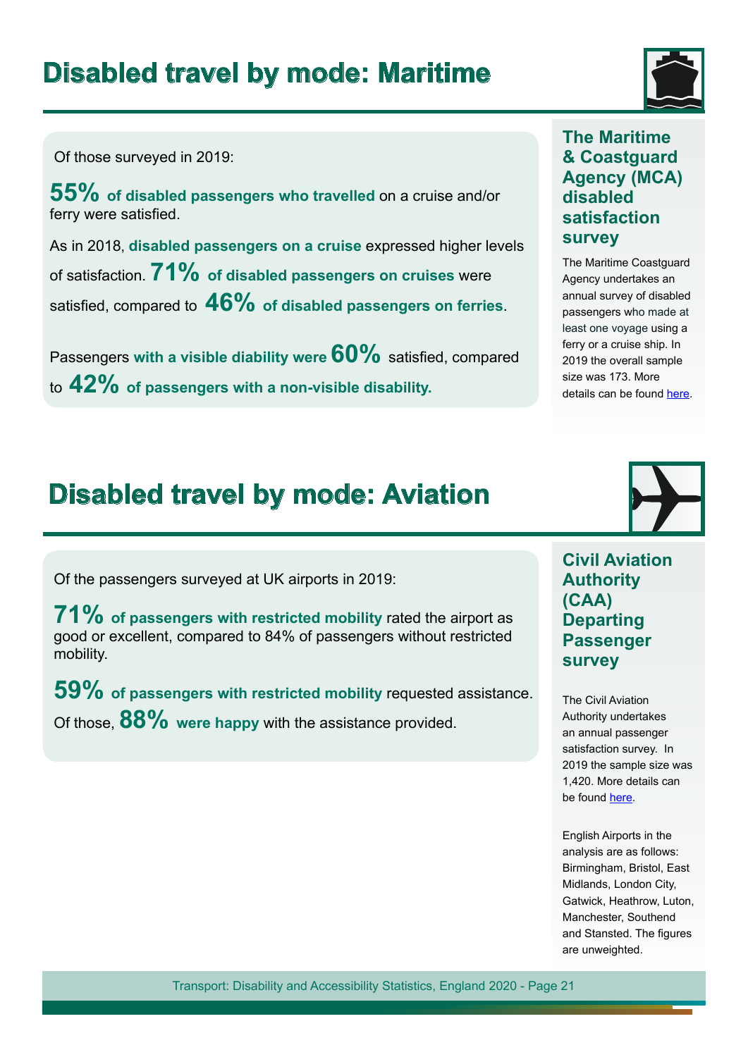# Disabled travel by mode: Maritime

Of those surveyed in 2019:

**55% of disabled passengers who travelled** on a cruise and/or ferry were satisfied.

As in 2018, **disabled passengers on a cruise** expressed higher levels of satisfaction. **71% of disabled passengers on cruises** were satisfied, compared to **46% of disabled passengers on ferries**.

Passengers **with a visible diability were 60%** satisfied, compared to **42% of passengers with a non-visible disability.**

### The Maritime & Coastguard Agency (MCA) disabled satisfaction survey

The Maritime Coastguard Agency undertakes an annual survey of disabled passengers who made at least one voyage using a ferry or a cruise ship. In 2019 the overall sample size was 173. More details can be found here.

# Disabled travel by mode: Aviation

Of the passengers surveyed at UK airports in 2019:

**71% of passengers with restricted mobility** rated the airport as good or excellent, compared to 84% of passengers without restricted mobility.

**59% of passengers with restricted mobility** requested assistance. Of those, **88% were happy** with the assistance provided.

### Civil Aviation Authority (CAA) Departing Passenger survey

The Civil Aviation Authority undertakes an annual passenger satisfaction survey. In 2019 the sample size was 1,420. More details can be found here.

English Airports in the analysis are as follows: Birmingham, Bristol, East Midlands, London City, Gatwick, Heathrow, Luton, Manchester, Southend and Stansted. The figures are unweighted.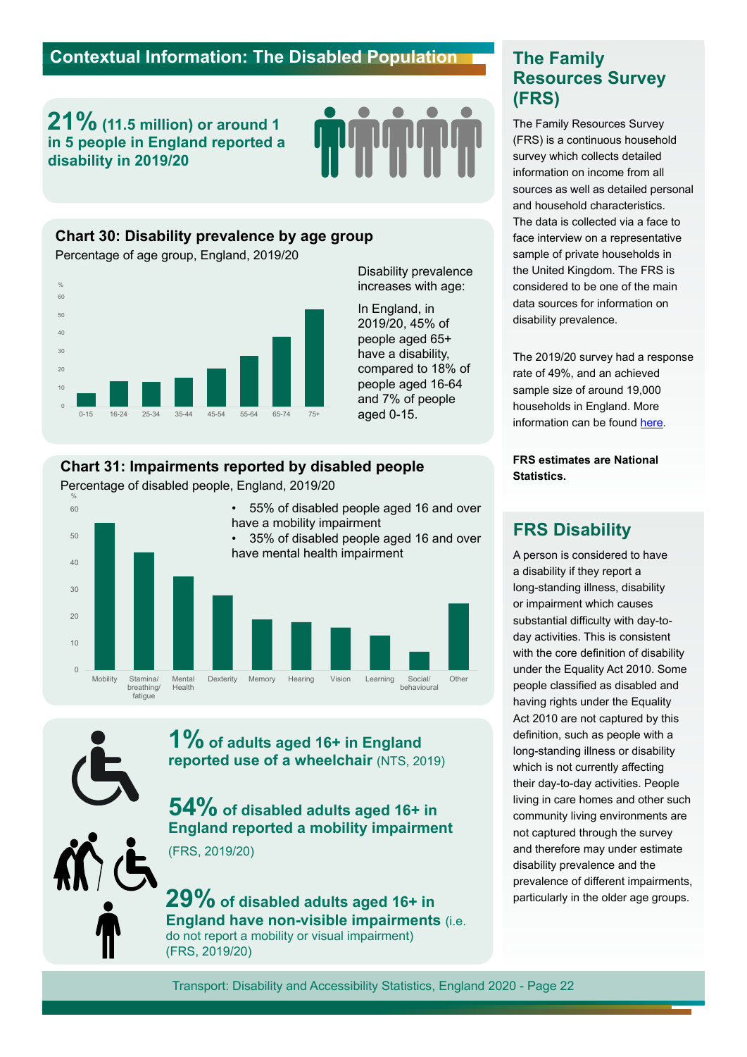# Contextual Information: The Disabled Population

**21% (11.5 million) or around 1 in 5 people in England reported a disability in 2019/20**

## Chart 30: Disability prevalence by age group

Percentage of age group, England, 2019/20

Disability prevalence increases with age:

In England, in 2019/20, 45% of people aged 65+ have a disability, compared to 18% of people aged 16-64 and 7% of people aged 0-15.

## Chart 31: Impairments reported by disabled people

Percentage of disabled people, England, 2019/20

- 55% of disabled people aged 16 and over have a mobility impairment
- 35% of disabled people aged 16 and over have mental health impairment

**1% of adults aged 16+ in England reported use of a wheelchair** (NTS, 2019)

**54% of disabled adults aged 16+ in England reported a mobility impairment** (FRS, 2019/20)

**29% of disabled adults aged 16+ in England have non-visible impairments** (i.e. do not report a mobility or visual impairment) (FRS, 2019/20)

## The Family Resources Survey (FRS)

The Family Resources Survey (FRS) is a continuous household survey which collects detailed information on income from all sources as well as detailed personal and household characteristics. The data is collected via a face to face interview on a representative sample of private households in the United Kingdom. The FRS is considered to be one of the main data sources for information on disability prevalence.

The 2019/20 survey had a response rate of 49%, and an achieved sample size of around 19,000 households in England. More information can be found here.

**FRS estimates are National Statistics.**

## FRS Disability

A person is considered to have a disability if they report a long-standing illness, disability or impairment which causes substantial difficulty with day-to-day activities. This is consistent with the core definition of disability under the Equality Act 2010. Some people classified as disabled and having rights under the Equality Act 2010 are not captured by this definition, such as people with a long-standing illness or disability which is not currently affecting their day-to-day activities. People living in care homes and other such community living environments are not captured through the survey and therefore may under estimate disability prevalence and the prevalence of different impairments, particularly in the older age groups.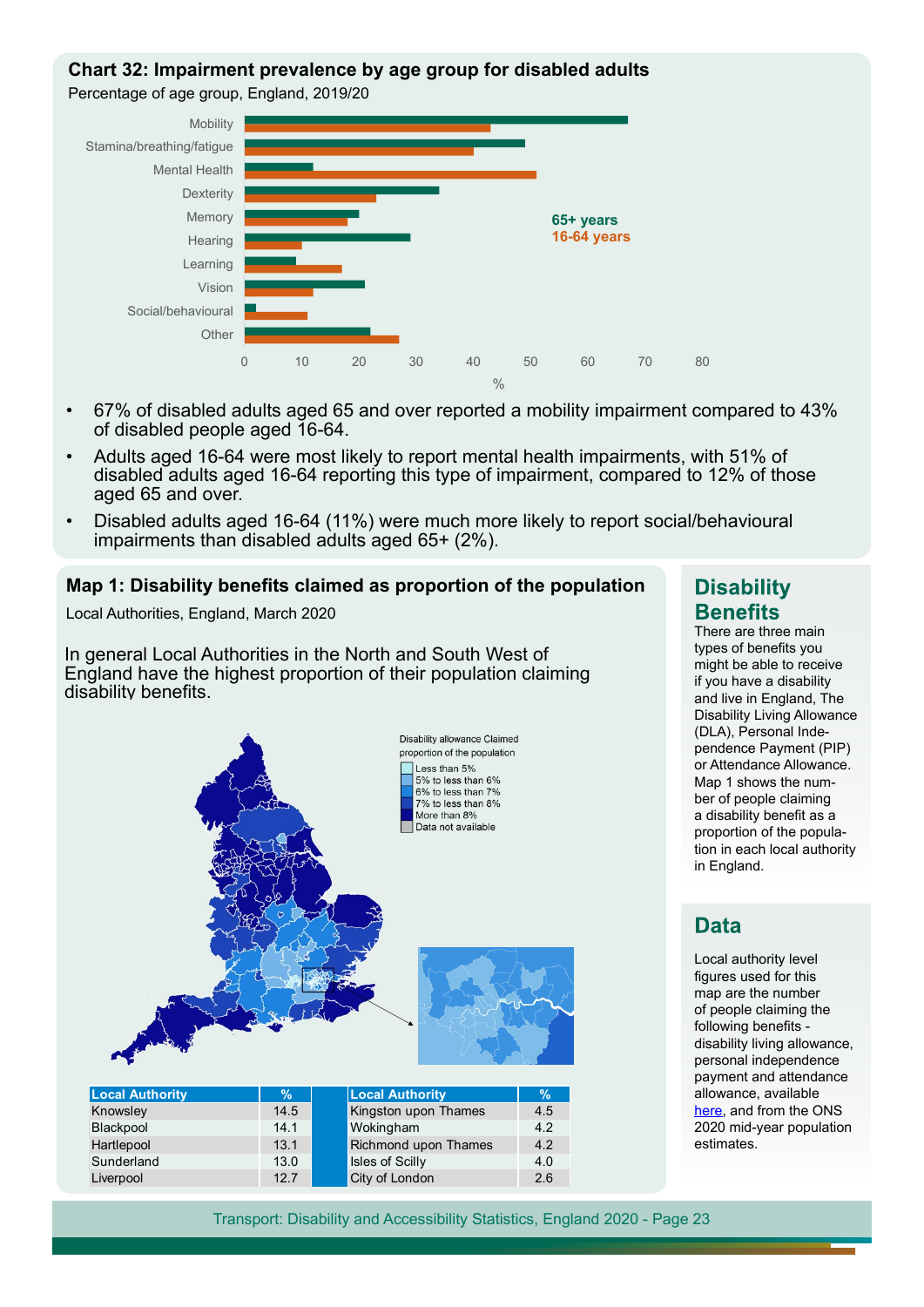## Chart 32: Impairment prevalence by age group for disabled adults

Percentage of age group, England, 2019/20

- 67% of disabled adults aged 65 and over reported a mobility impairment compared to 43% of disabled people aged 16-64.
- Adults aged 16-64 were most likely to report mental health impairments, with 51% of disabled adults aged 16-64 reporting this type of impairment, compared to 12% of those aged 65 and over.
- Disabled adults aged 16-64 (11%) were much more likely to report social/behavioural impairments than disabled adults aged 65+ (2%).

## Map 1: Disability benefits claimed as proportion of the population

Local Authorities, England, March 2020

In general Local Authorities in the North and South West of England have the highest proportion of their population claiming disability benefits.

| Local Authority | % | Local Authority | % |
|---|---|---|---|
| Knowsley | 14.5 | Kingston upon Thames | 4.5 |
| Blackpool | 14.1 | Wokingham | 4.2 |
| Hartlepool | 13.1 | Richmond upon Thames | 4.2 |
| Sunderland | 13.0 | Isles of Scilly | 4.0 |
| Liverpool | 12.7 | City of London | 2.6 |

## Disability Benefits

There are three main types of benefits you might be able to receive if you have a disability and live in England, The Disability Living Allowance (DLA), Personal Independence Payment (PIP) or Attendance Allowance. Map 1 shows the number of people claiming a disability benefit as a proportion of the population in each local authority in England.

## Data

Local authority level figures used for this map are the number of people claiming the following benefits - disability living allowance, personal independence payment and attendance allowance, available here, and from the ONS 2020 mid-year population estimates.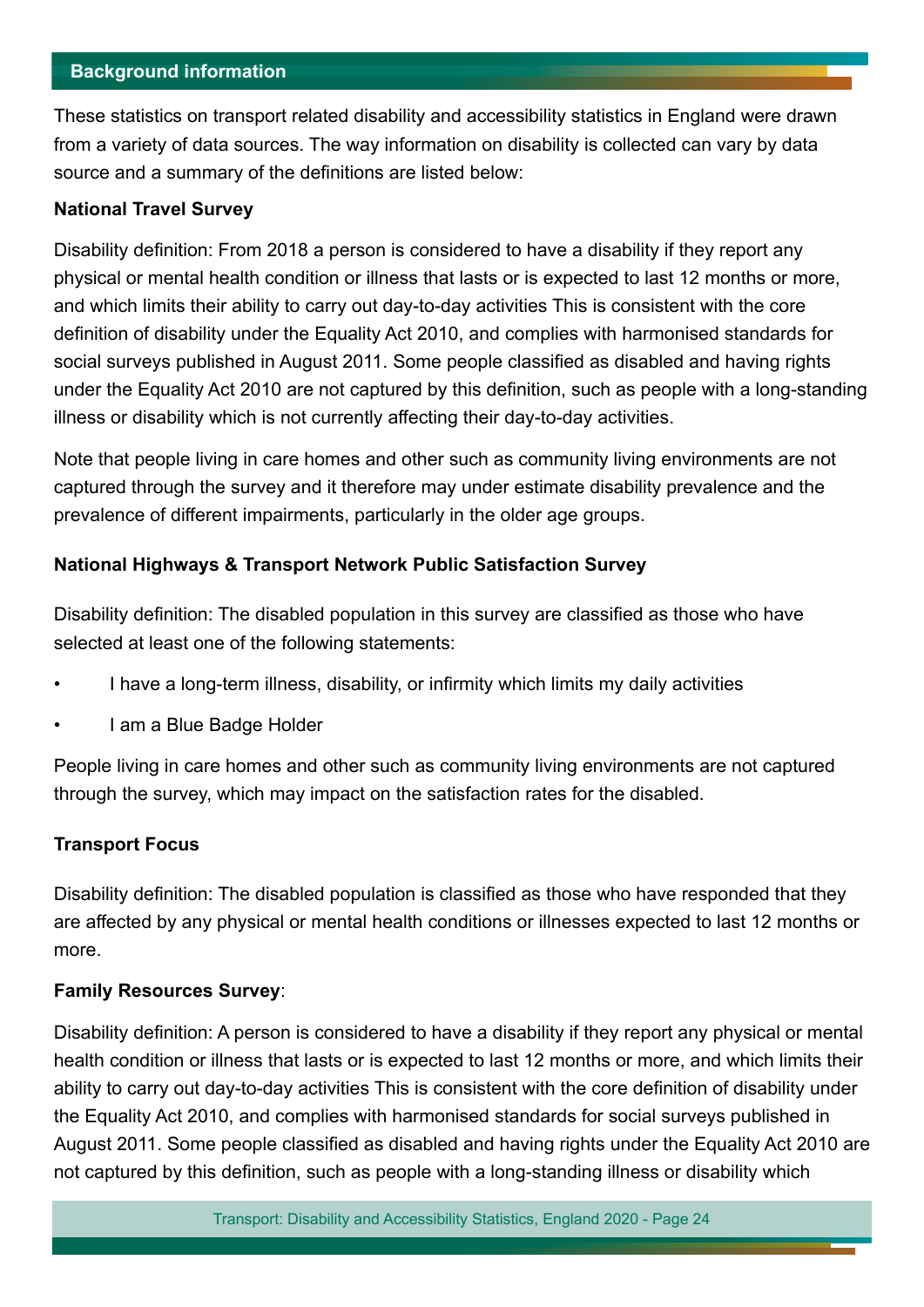## Background information

These statistics on transport related disability and accessibility statistics in England were drawn from a variety of data sources. The way information on disability is collected can vary by data source and a summary of the definitions are listed below:

**National Travel Survey**

Disability definition: From 2018 a person is considered to have a disability if they report any physical or mental health condition or illness that lasts or is expected to last 12 months or more, and which limits their ability to carry out day-to-day activities This is consistent with the core definition of disability under the Equality Act 2010, and complies with harmonised standards for social surveys published in August 2011. Some people classified as disabled and having rights under the Equality Act 2010 are not captured by this definition, such as people with a long-standing illness or disability which is not currently affecting their day-to-day activities.

Note that people living in care homes and other such as community living environments are not captured through the survey and it therefore may under estimate disability prevalence and the prevalence of different impairments, particularly in the older age groups.

**National Highways & Transport Network Public Satisfaction Survey**

Disability definition: The disabled population in this survey are classified as those who have selected at least one of the following statements:

- I have a long-term illness, disability, or infirmity which limits my daily activities
- I am a Blue Badge Holder

People living in care homes and other such as community living environments are not captured through the survey, which may impact on the satisfaction rates for the disabled.

**Transport Focus**

Disability definition: The disabled population is classified as those who have responded that they are affected by any physical or mental health conditions or illnesses expected to last 12 months or more.

**Family Resources Survey**:

Disability definition: A person is considered to have a disability if they report any physical or mental health condition or illness that lasts or is expected to last 12 months or more, and which limits their ability to carry out day-to-day activities This is consistent with the core definition of disability under the Equality Act 2010, and complies with harmonised standards for social surveys published in August 2011. Some people classified as disabled and having rights under the Equality Act 2010 are not captured by this definition, such as people with a long-standing illness or disability which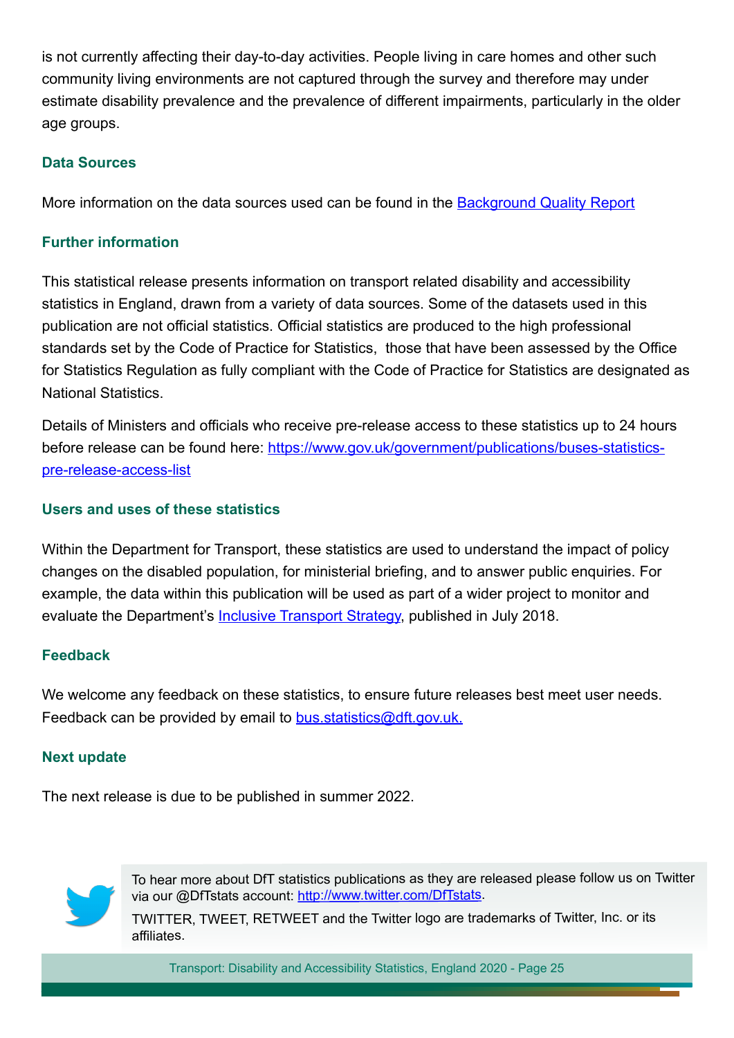is not currently affecting their day-to-day activities. People living in care homes and other such community living environments are not captured through the survey and therefore may under estimate disability prevalence and the prevalence of different impairments, particularly in the older age groups.

### Data Sources

More information on the data sources used can be found in the Background Quality Report

### Further information

This statistical release presents information on transport related disability and accessibility statistics in England, drawn from a variety of data sources. Some of the datasets used in this publication are not official statistics. Official statistics are produced to the high professional standards set by the Code of Practice for Statistics,  those that have been assessed by the Office for Statistics Regulation as fully compliant with the Code of Practice for Statistics are designated as National Statistics.

Details of Ministers and officials who receive pre-release access to these statistics up to 24 hours before release can be found here: https://www.gov.uk/government/publications/buses-statistics-pre-release-access-list

### Users and uses of these statistics

Within the Department for Transport, these statistics are used to understand the impact of policy changes on the disabled population, for ministerial briefing, and to answer public enquiries. For example, the data within this publication will be used as part of a wider project to monitor and evaluate the Department's Inclusive Transport Strategy, published in July 2018.

### Feedback

We welcome any feedback on these statistics, to ensure future releases best meet user needs. Feedback can be provided by email to bus.statistics@dft.gov.uk.

### Next update

The next release is due to be published in summer 2022.

To hear more about DfT statistics publications as they are released please follow us on Twitter via our @DfTstats account: http://www.twitter.com/DfTstats.

TWITTER, TWEET, RETWEET and the Twitter logo are trademarks of Twitter, Inc. or its affiliates.